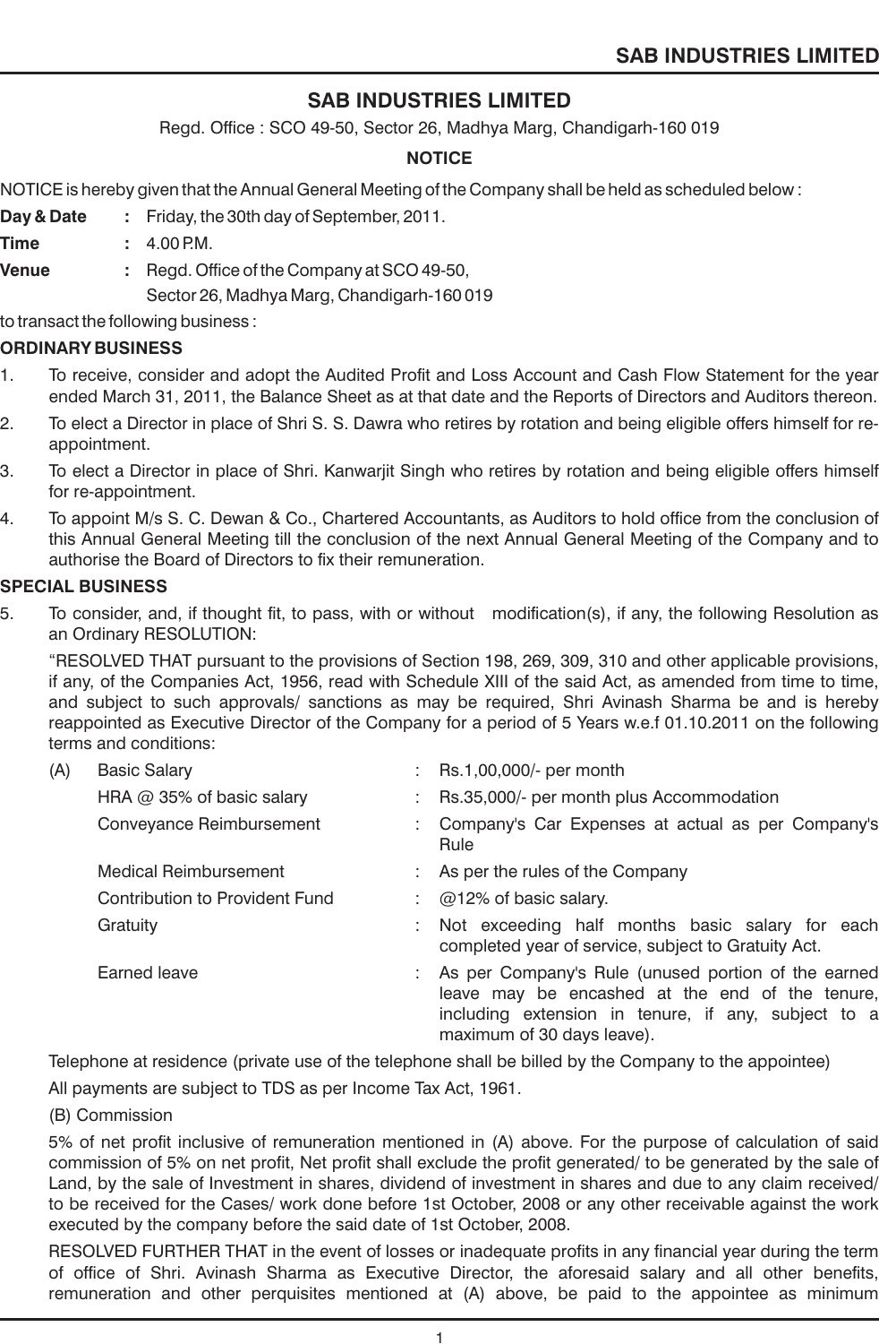# SAB INDUSTRIES LIMITED

Regd. Office : SCO 49-50, Sector 26, Madhya Marg, Chandigarh-160 019

## NOTICE

NOTICE is hereby given that the Annual General Meeting of the Company shall be held as scheduled below :

**Day & Date** **:** Friday, the 30th day of September, 2011.

**Time** **:** 4.00 P.M.

**Venue** **:** Regd. Office of the Company at SCO 49-50, Sector 26, Madhya Marg, Chandigarh-160 019

to transact the following business :

**ORDINARY BUSINESS**

1. To receive, consider and adopt the Audited Profit and Loss Account and Cash Flow Statement for the year ended March 31, 2011, the Balance Sheet as at that date and the Reports of Directors and Auditors thereon.
2. To elect a Director in place of Shri S. S. Dawra who retires by rotation and being eligible offers himself for re-appointment.
3. To elect a Director in place of Shri. Kanwarjit Singh who retires by rotation and being eligible offers himself for re-appointment.
4. To appoint M/s S. C. Dewan & Co., Chartered Accountants, as Auditors to hold office from the conclusion of this Annual General Meeting till the conclusion of the next Annual General Meeting of the Company and to authorise the Board of Directors to fix their remuneration.

**SPECIAL BUSINESS**

5. To consider, and, if thought fit, to pass, with or without modification(s), if any, the following Resolution as an Ordinary RESOLUTION:

   "RESOLVED THAT pursuant to the provisions of Section 198, 269, 309, 310 and other applicable provisions, if any, of the Companies Act, 1956, read with Schedule XIII of the said Act, as amended from time to time, and subject to such approvals/ sanctions as may be required, Shri Avinash Sharma be and is hereby reappointed as Executive Director of the Company for a period of 5 Years w.e.f 01.10.2011 on the following terms and conditions:

| | | | |
|---|---|---|---|
| (A) | Basic Salary | : | Rs.1,00,000/- per month |
| | HRA @ 35% of basic salary | : | Rs.35,000/- per month plus Accommodation |
| | Conveyance Reimbursement | : | Company's Car Expenses at actual as per Company's Rule |
| | Medical Reimbursement | : | As per the rules of the Company |
| | Contribution to Provident Fund | : | @12% of basic salary. |
| | Gratuity | : | Not exceeding half months basic salary for each completed year of service, subject to Gratuity Act. |
| | Earned leave | : | As per Company's Rule (unused portion of the earned leave may be encashed at the end of the tenure, including extension in tenure, if any, subject to a maximum of 30 days leave). |

   Telephone at residence (private use of the telephone shall be billed by the Company to the appointee)

   All payments are subject to TDS as per Income Tax Act, 1961.

   (B) Commission

   5% of net profit inclusive of remuneration mentioned in (A) above. For the purpose of calculation of said commission of 5% on net profit, Net profit shall exclude the profit generated/ to be generated by the sale of Land, by the sale of Investment in shares, dividend of investment in shares and due to any claim received/ to be received for the Cases/ work done before 1st October, 2008 or any other receivable against the work executed by the company before the said date of 1st October, 2008.

   RESOLVED FURTHER THAT in the event of losses or inadequate profits in any financial year during the term of office of Shri. Avinash Sharma as Executive Director, the aforesaid salary and all other benefits, remuneration and other perquisites mentioned at (A) above, be paid to the appointee as minimum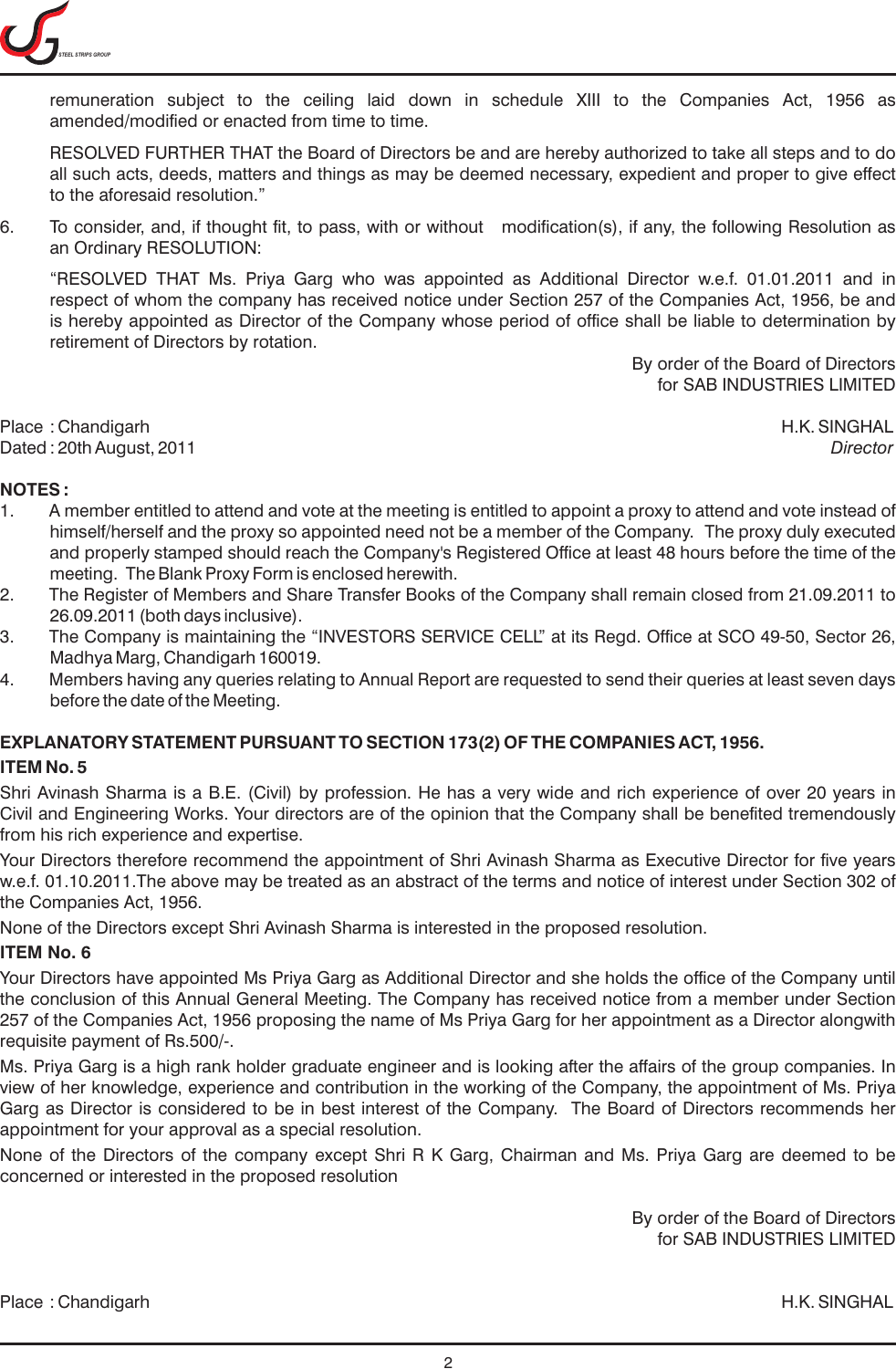remuneration subject to the ceiling laid down in schedule XIII to the Companies Act, 1956 as amended/modified or enacted from time to time.

RESOLVED FURTHER THAT the Board of Directors be and are hereby authorized to take all steps and to do all such acts, deeds, matters and things as may be deemed necessary, expedient and proper to give effect to the aforesaid resolution."

6. To consider, and, if thought fit, to pass, with or without modification(s), if any, the following Resolution as an Ordinary RESOLUTION:

"RESOLVED THAT Ms. Priya Garg who was appointed as Additional Director w.e.f. 01.01.2011 and in respect of whom the company has received notice under Section 257 of the Companies Act, 1956, be and is hereby appointed as Director of the Company whose period of office shall be liable to determination by retirement of Directors by rotation.

By order of the Board of Directors
for SAB INDUSTRIES LIMITED

Place : Chandigarh
Dated : 20th August, 2011

H.K. SINGHAL
*Director*

**NOTES :**

1. A member entitled to attend and vote at the meeting is entitled to appoint a proxy to attend and vote instead of himself/herself and the proxy so appointed need not be a member of the Company. The proxy duly executed and properly stamped should reach the Company's Registered Office at least 48 hours before the time of the meeting. The Blank Proxy Form is enclosed herewith.
2. The Register of Members and Share Transfer Books of the Company shall remain closed from 21.09.2011 to 26.09.2011 (both days inclusive).
3. The Company is maintaining the "INVESTORS SERVICE CELL" at its Regd. Office at SCO 49-50, Sector 26, Madhya Marg, Chandigarh 160019.
4. Members having any queries relating to Annual Report are requested to send their queries at least seven days before the date of the Meeting.

**EXPLANATORY STATEMENT PURSUANT TO SECTION 173(2) OF THE COMPANIES ACT, 1956.**

**ITEM No. 5**

Shri Avinash Sharma is a B.E. (Civil) by profession. He has a very wide and rich experience of over 20 years in Civil and Engineering Works. Your directors are of the opinion that the Company shall be benefited tremendously from his rich experience and expertise.

Your Directors therefore recommend the appointment of Shri Avinash Sharma as Executive Director for five years w.e.f. 01.10.2011.The above may be treated as an abstract of the terms and notice of interest under Section 302 of the Companies Act, 1956.

None of the Directors except Shri Avinash Sharma is interested in the proposed resolution.

**ITEM No. 6**

Your Directors have appointed Ms Priya Garg as Additional Director and she holds the office of the Company until the conclusion of this Annual General Meeting. The Company has received notice from a member under Section 257 of the Companies Act, 1956 proposing the name of Ms Priya Garg for her appointment as a Director alongwith requisite payment of Rs.500/-.

Ms. Priya Garg is a high rank holder graduate engineer and is looking after the affairs of the group companies. In view of her knowledge, experience and contribution in the working of the Company, the appointment of Ms. Priya Garg as Director is considered to be in best interest of the Company. The Board of Directors recommends her appointment for your approval as a special resolution.

None of the Directors of the company except Shri R K Garg, Chairman and Ms. Priya Garg are deemed to be concerned or interested in the proposed resolution

By order of the Board of Directors
for SAB INDUSTRIES LIMITED

Place : Chandigarh

H.K. SINGHAL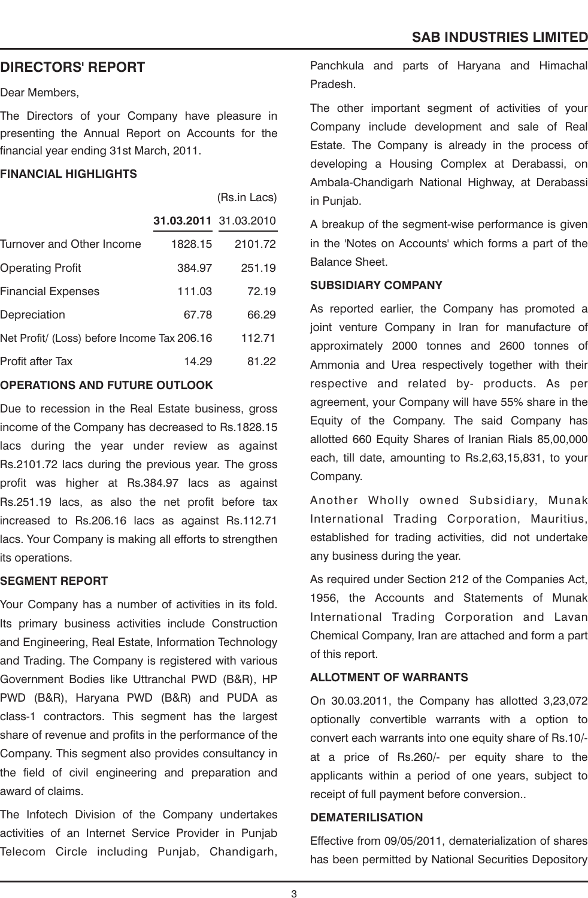## DIRECTORS' REPORT

Dear Members,

The Directors of your Company have pleasure in presenting the Annual Report on Accounts for the financial year ending 31st March, 2011.

### FINANCIAL HIGHLIGHTS

(Rs.in Lacs)

| | **31.03.2011** | 31.03.2010 |
|---|---|---|
| Turnover and Other Income | 1828.15 | 2101.72 |
| Operating Profit | 384.97 | 251.19 |
| Financial Expenses | 111.03 | 72.19 |
| Depreciation | 67.78 | 66.29 |
| Net Profit/ (Loss) before Income Tax | 206.16 | 112.71 |
| Profit after Tax | 14.29 | 81.22 |

### OPERATIONS AND FUTURE OUTLOOK

Due to recession in the Real Estate business, gross income of the Company has decreased to Rs.1828.15 lacs during the year under review as against Rs.2101.72 lacs during the previous year. The gross profit was higher at Rs.384.97 lacs as against Rs.251.19 lacs, as also the net profit before tax increased to Rs.206.16 lacs as against Rs.112.71 lacs. Your Company is making all efforts to strengthen its operations.

### SEGMENT REPORT

Your Company has a number of activities in its fold. Its primary business activities include Construction and Engineering, Real Estate, Information Technology and Trading. The Company is registered with various Government Bodies like Uttranchal PWD (B&R), HP PWD (B&R), Haryana PWD (B&R) and PUDA as class-1 contractors. This segment has the largest share of revenue and profits in the performance of the Company. This segment also provides consultancy in the field of civil engineering and preparation and award of claims.

The Infotech Division of the Company undertakes activities of an Internet Service Provider in Punjab Telecom Circle including Punjab, Chandigarh, Panchkula and parts of Haryana and Himachal Pradesh.

The other important segment of activities of your Company include development and sale of Real Estate. The Company is already in the process of developing a Housing Complex at Derabassi, on Ambala-Chandigarh National Highway, at Derabassi in Punjab.

A breakup of the segment-wise performance is given in the 'Notes on Accounts' which forms a part of the Balance Sheet.

### SUBSIDIARY COMPANY

As reported earlier, the Company has promoted a joint venture Company in Iran for manufacture of approximately 2000 tonnes and 2600 tonnes of Ammonia and Urea respectively together with their respective and related by- products. As per agreement, your Company will have 55% share in the Equity of the Company. The said Company has allotted 660 Equity Shares of Iranian Rials 85,00,000 each, till date, amounting to Rs.2,63,15,831, to your Company.

Another Wholly owned Subsidiary, Munak International Trading Corporation, Mauritius, established for trading activities, did not undertake any business during the year.

As required under Section 212 of the Companies Act, 1956, the Accounts and Statements of Munak International Trading Corporation and Lavan Chemical Company, Iran are attached and form a part of this report.

### ALLOTMENT OF WARRANTS

On 30.03.2011, the Company has allotted 3,23,072 optionally convertible warrants with a option to convert each warrants into one equity share of Rs.10/- at a price of Rs.260/- per equity share to the applicants within a period of one years, subject to receipt of full payment before conversion..

### DEMATERILISATION

Effective from 09/05/2011, dematerialization of shares has been permitted by National Securities Depository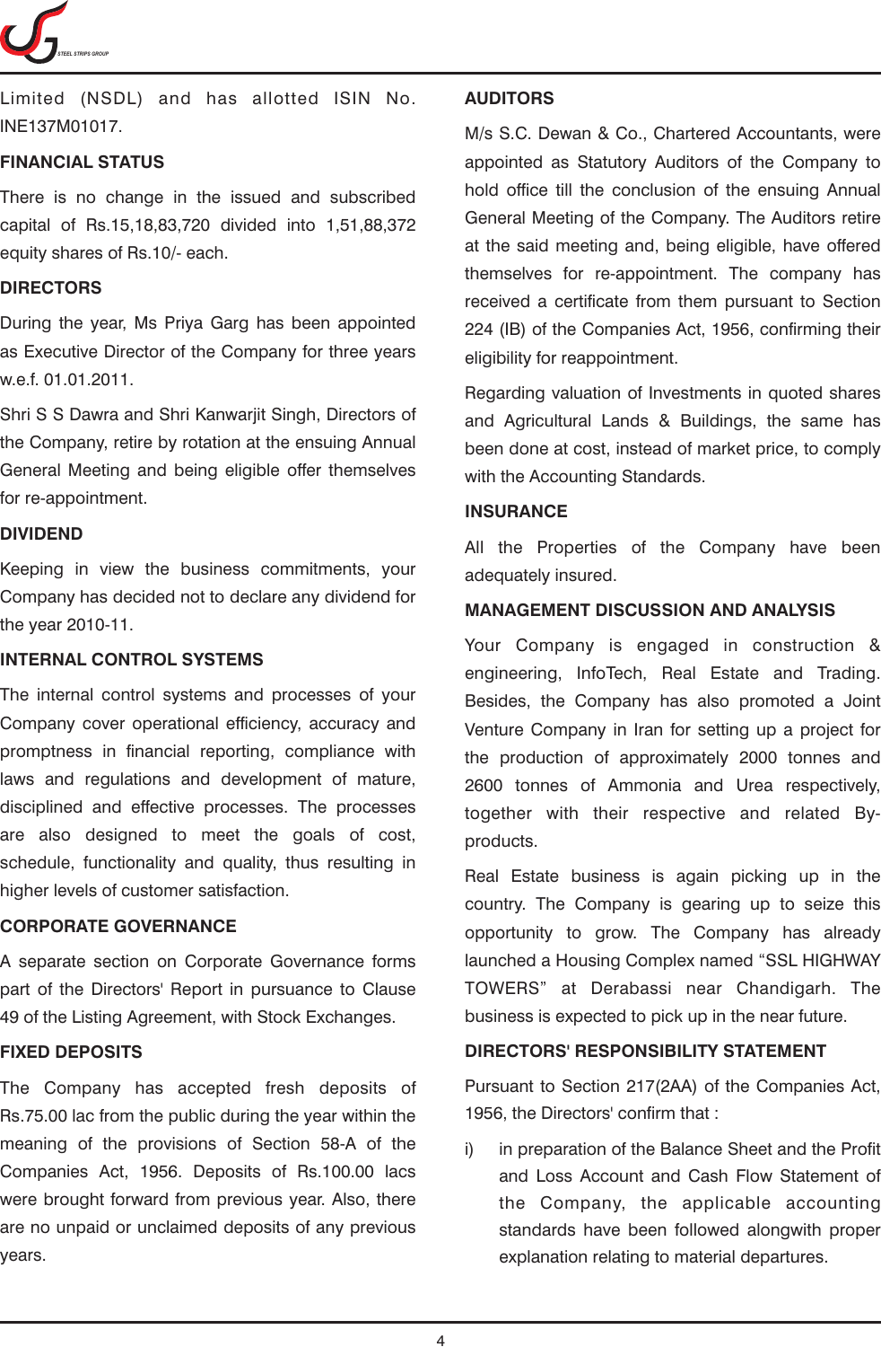Limited (NSDL) and has allotted ISIN No. INE137M01017.

## FINANCIAL STATUS

There is no change in the issued and subscribed capital of Rs.15,18,83,720 divided into 1,51,88,372 equity shares of Rs.10/- each.

## DIRECTORS

During the year, Ms Priya Garg has been appointed as Executive Director of the Company for three years w.e.f. 01.01.2011.

Shri S S Dawra and Shri Kanwarjit Singh, Directors of the Company, retire by rotation at the ensuing Annual General Meeting and being eligible offer themselves for re-appointment.

## DIVIDEND

Keeping in view the business commitments, your Company has decided not to declare any dividend for the year 2010-11.

## INTERNAL CONTROL SYSTEMS

The internal control systems and processes of your Company cover operational efficiency, accuracy and promptness in financial reporting, compliance with laws and regulations and development of mature, disciplined and effective processes. The processes are also designed to meet the goals of cost, schedule, functionality and quality, thus resulting in higher levels of customer satisfaction.

## CORPORATE GOVERNANCE

A separate section on Corporate Governance forms part of the Directors' Report in pursuance to Clause 49 of the Listing Agreement, with Stock Exchanges.

## FIXED DEPOSITS

The Company has accepted fresh deposits of Rs.75.00 lac from the public during the year within the meaning of the provisions of Section 58-A of the Companies Act, 1956. Deposits of Rs.100.00 lacs were brought forward from previous year. Also, there are no unpaid or unclaimed deposits of any previous years.

## AUDITORS

M/s S.C. Dewan & Co., Chartered Accountants, were appointed as Statutory Auditors of the Company to hold office till the conclusion of the ensuing Annual General Meeting of the Company. The Auditors retire at the said meeting and, being eligible, have offered themselves for re-appointment. The company has received a certificate from them pursuant to Section 224 (IB) of the Companies Act, 1956, confirming their eligibility for reappointment.

Regarding valuation of Investments in quoted shares and Agricultural Lands & Buildings, the same has been done at cost, instead of market price, to comply with the Accounting Standards.

## INSURANCE

All the Properties of the Company have been adequately insured.

## MANAGEMENT DISCUSSION AND ANALYSIS

Your Company is engaged in construction & engineering, InfoTech, Real Estate and Trading. Besides, the Company has also promoted a Joint Venture Company in Iran for setting up a project for the production of approximately 2000 tonnes and 2600 tonnes of Ammonia and Urea respectively, together with their respective and related By-products.

Real Estate business is again picking up in the country. The Company is gearing up to seize this opportunity to grow. The Company has already launched a Housing Complex named “SSL HIGHWAY TOWERS” at Derabassi near Chandigarh. The business is expected to pick up in the near future.

## DIRECTORS' RESPONSIBILITY STATEMENT

Pursuant to Section 217(2AA) of the Companies Act, 1956, the Directors' confirm that :

i) in preparation of the Balance Sheet and the Profit and Loss Account and Cash Flow Statement of the Company, the applicable accounting standards have been followed alongwith proper explanation relating to material departures.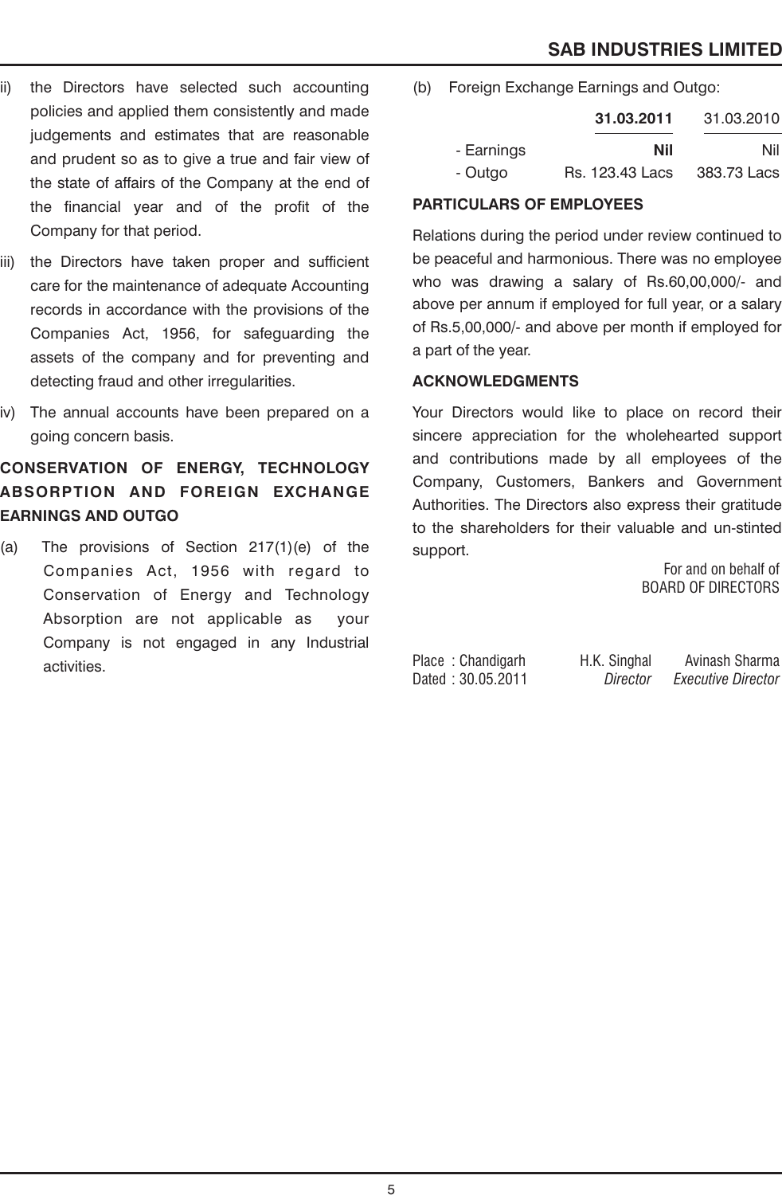ii) the Directors have selected such accounting policies and applied them consistently and made judgements and estimates that are reasonable and prudent so as to give a true and fair view of the state of affairs of the Company at the end of the financial year and of the profit of the Company for that period.

iii) the Directors have taken proper and sufficient care for the maintenance of adequate Accounting records in accordance with the provisions of the Companies Act, 1956, for safeguarding the assets of the company and for preventing and detecting fraud and other irregularities.

iv) The annual accounts have been prepared on a going concern basis.

## CONSERVATION OF ENERGY, TECHNOLOGY ABSORPTION AND FOREIGN EXCHANGE EARNINGS AND OUTGO

(a) The provisions of Section 217(1)(e) of the Companies Act, 1956 with regard to Conservation of Energy and Technology Absorption are not applicable as your Company is not engaged in any Industrial activities.

(b) Foreign Exchange Earnings and Outgo:

| | **31.03.2011** | 31.03.2010 |
|---|---|---|
| - Earnings | **Nil** | Nil |
| - Outgo | Rs. 123.43 Lacs | 383.73 Lacs |

## PARTICULARS OF EMPLOYEES

Relations during the period under review continued to be peaceful and harmonious. There was no employee who was drawing a salary of Rs.60,00,000/- and above per annum if employed for full year, or a salary of Rs.5,00,000/- and above per month if employed for a part of the year.

## ACKNOWLEDGMENTS

Your Directors would like to place on record their sincere appreciation for the wholehearted support and contributions made by all employees of the Company, Customers, Bankers and Government Authorities. The Directors also express their gratitude to the shareholders for their valuable and un-stinted support.

For and on behalf of
BOARD OF DIRECTORS

Place : Chandigarh
Dated : 30.05.2011

H.K. Singhal
*Director*

Avinash Sharma
*Executive Director*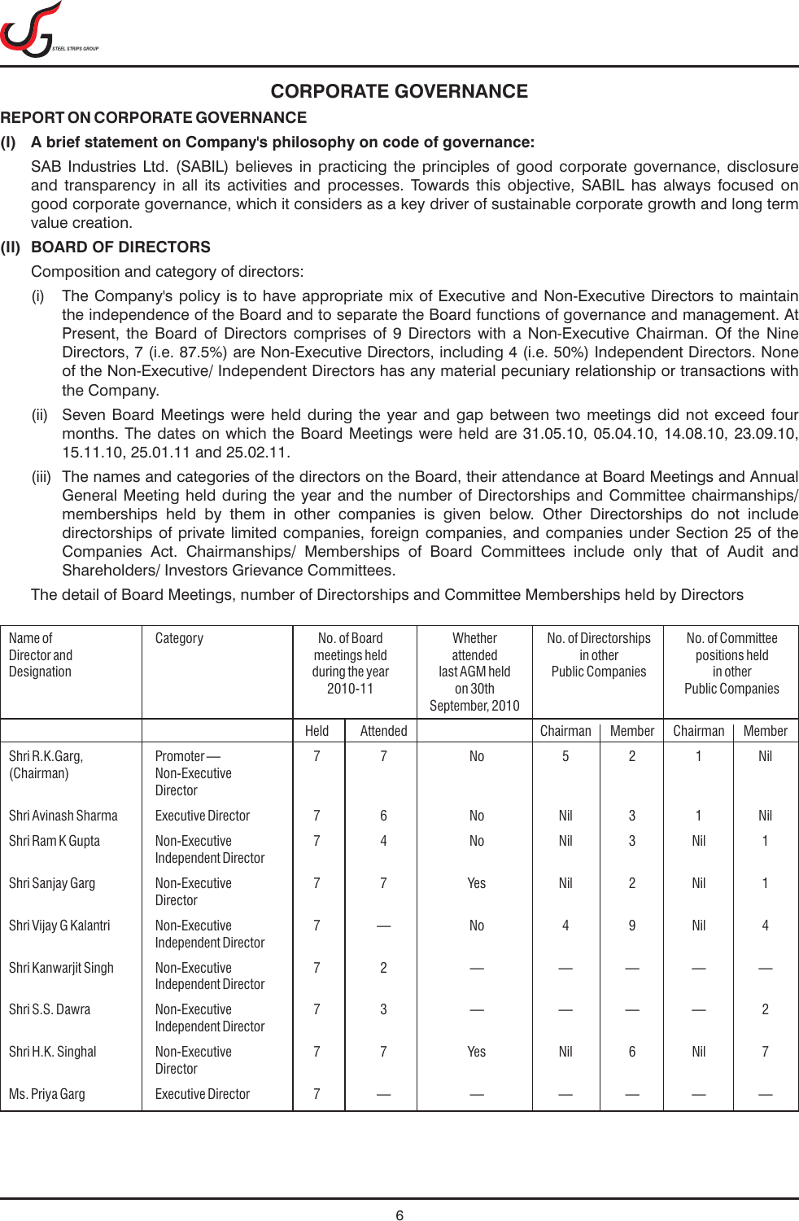# CORPORATE GOVERNANCE

## REPORT ON CORPORATE GOVERNANCE

**(I) A brief statement on Company's philosophy on code of governance:**

SAB Industries Ltd. (SABIL) believes in practicing the principles of good corporate governance, disclosure and transparency in all its activities and processes. Towards this objective, SABIL has always focused on good corporate governance, which it considers as a key driver of sustainable corporate growth and long term value creation.

**(II) BOARD OF DIRECTORS**

Composition and category of directors:

(i) The Company's policy is to have appropriate mix of Executive and Non-Executive Directors to maintain the independence of the Board and to separate the Board functions of governance and management. At Present, the Board of Directors comprises of 9 Directors with a Non-Executive Chairman. Of the Nine Directors, 7 (i.e. 87.5%) are Non-Executive Directors, including 4 (i.e. 50%) Independent Directors. None of the Non-Executive/ Independent Directors has any material pecuniary relationship or transactions with the Company.

(ii) Seven Board Meetings were held during the year and gap between two meetings did not exceed four months. The dates on which the Board Meetings were held are 31.05.10, 05.04.10, 14.08.10, 23.09.10, 15.11.10, 25.01.11 and 25.02.11.

(iii) The names and categories of the directors on the Board, their attendance at Board Meetings and Annual General Meeting held during the year and the number of Directorships and Committee chairmanships/ memberships held by them in other companies is given below. Other Directorships do not include directorships of private limited companies, foreign companies, and companies under Section 25 of the Companies Act. Chairmanships/ Memberships of Board Committees include only that of Audit and Shareholders/ Investors Grievance Committees.

The detail of Board Meetings, number of Directorships and Committee Memberships held by Directors

| Name of Director and Designation | Category | No. of Board meetings held during the year 2010-11 | | Whether attended last AGM held on 30th September, 2010 | No. of Directorships in other Public Companies | | No. of Committee positions held in other Public Companies | |
|---|---|---|---|---|---|---|---|---|
| | | Held | Attended | | Chairman | Member | Chairman | Member |
| Shri R.K.Garg, (Chairman) | Promoter — Non-Executive Director | 7 | 7 | No | 5 | 2 | 1 | Nil |
| Shri Avinash Sharma | Executive Director | 7 | 6 | No | Nil | 3 | 1 | Nil |
| Shri Ram K Gupta | Non-Executive Independent Director | 7 | 4 | No | Nil | 3 | Nil | 1 |
| Shri Sanjay Garg | Non-Executive Director | 7 | 7 | Yes | Nil | 2 | Nil | 1 |
| Shri Vijay G Kalantri | Non-Executive Independent Director | 7 | — | No | 4 | 9 | Nil | 4 |
| Shri Kanwarjit Singh | Non-Executive Independent Director | 7 | 2 | — | — | — | — | — |
| Shri S.S. Dawra | Non-Executive Independent Director | 7 | 3 | — | — | — | — | 2 |
| Shri H.K. Singhal | Non-Executive Director | 7 | 7 | Yes | Nil | 6 | Nil | 7 |
| Ms. Priya Garg | Executive Director | 7 | — | — | — | — | — | — |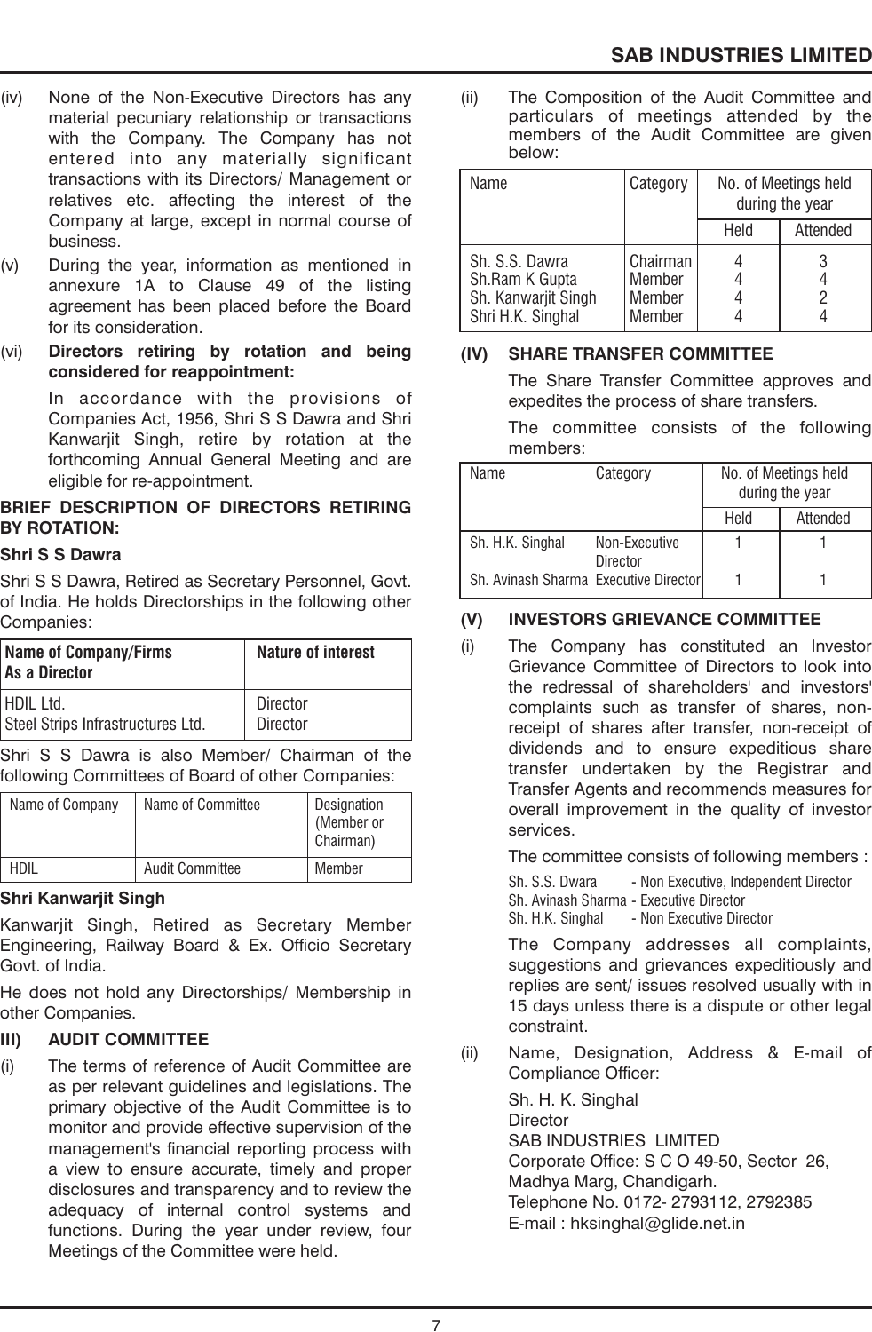(iv) None of the Non-Executive Directors has any material pecuniary relationship or transactions with the Company. The Company has not entered into any materially significant transactions with its Directors/ Management or relatives etc. affecting the interest of the Company at large, except in normal course of business.

(v) During the year, information as mentioned in annexure 1A to Clause 49 of the listing agreement has been placed before the Board for its consideration.

(vi) **Directors retiring by rotation and being considered for reappointment:**

In accordance with the provisions of Companies Act, 1956, Shri S S Dawra and Shri Kanwarjit Singh, retire by rotation at the forthcoming Annual General Meeting and are eligible for re-appointment.

**BRIEF DESCRIPTION OF DIRECTORS RETIRING BY ROTATION:**

**Shri S S Dawra**

Shri S S Dawra, Retired as Secretary Personnel, Govt. of India. He holds Directorships in the following other Companies:

| Name of Company/Firms As a Director | Nature of interest |
|---|---|
| HDIL Ltd. | Director |
| Steel Strips Infrastructures Ltd. | Director |

Shri S S Dawra is also Member/ Chairman of the following Committees of Board of other Companies:

| Name of Company | Name of Committee | Designation (Member or Chairman) |
|---|---|---|
| HDIL | Audit Committee | Member |

**Shri Kanwarjit Singh**

Kanwarjit Singh, Retired as Secretary Member Engineering, Railway Board & Ex. Officio Secretary Govt. of India.

He does not hold any Directorships/ Membership in other Companies.

## III) AUDIT COMMITTEE

(i) The terms of reference of Audit Committee are as per relevant guidelines and legislations. The primary objective of the Audit Committee is to monitor and provide effective supervision of the management's financial reporting process with a view to ensure accurate, timely and proper disclosures and transparency and to review the adequacy of internal control systems and functions. During the year under review, four Meetings of the Committee were held.

(ii) The Composition of the Audit Committee and particulars of meetings attended by the members of the Audit Committee are given below:

| Name | Category | No. of Meetings held during the year | |
|---|---|---|---|
| | | Held | Attended |
| Sh. S.S. Dawra | Chairman | 4 | 3 |
| Sh.Ram K Gupta | Member | 4 | 4 |
| Sh. Kanwarjit Singh | Member | 4 | 2 |
| Shri H.K. Singhal | Member | 4 | 4 |

## (IV) SHARE TRANSFER COMMITTEE

The Share Transfer Committee approves and expedites the process of share transfers.

The committee consists of the following members:

| Name | Category | No. of Meetings held during the year | |
|---|---|---|---|
| | | Held | Attended |
| Sh. H.K. Singhal | Non-Executive Director | 1 | 1 |
| Sh. Avinash Sharma | Executive Director | 1 | 1 |

## (V) INVESTORS GRIEVANCE COMMITTEE

(i) The Company has constituted an Investor Grievance Committee of Directors to look into the redressal of shareholders' and investors' complaints such as transfer of shares, non-receipt of shares after transfer, non-receipt of dividends and to ensure expeditious share transfer undertaken by the Registrar and Transfer Agents and recommends measures for overall improvement in the quality of investor services.

The committee consists of following members :

Sh. S.S. Dwara - Non Executive, Independent Director
Sh. Avinash Sharma - Executive Director
Sh. H.K. Singhal - Non Executive Director

The Company addresses all complaints, suggestions and grievances expeditiously and replies are sent/ issues resolved usually with in 15 days unless there is a dispute or other legal constraint.

(ii) Name, Designation, Address & E-mail of Compliance Officer:

Sh. H. K. Singhal
Director
SAB INDUSTRIES LIMITED
Corporate Office: S C O 49-50, Sector 26,
Madhya Marg, Chandigarh.
Telephone No. 0172- 2793112, 2792385
E-mail : hksinghal@glide.net.in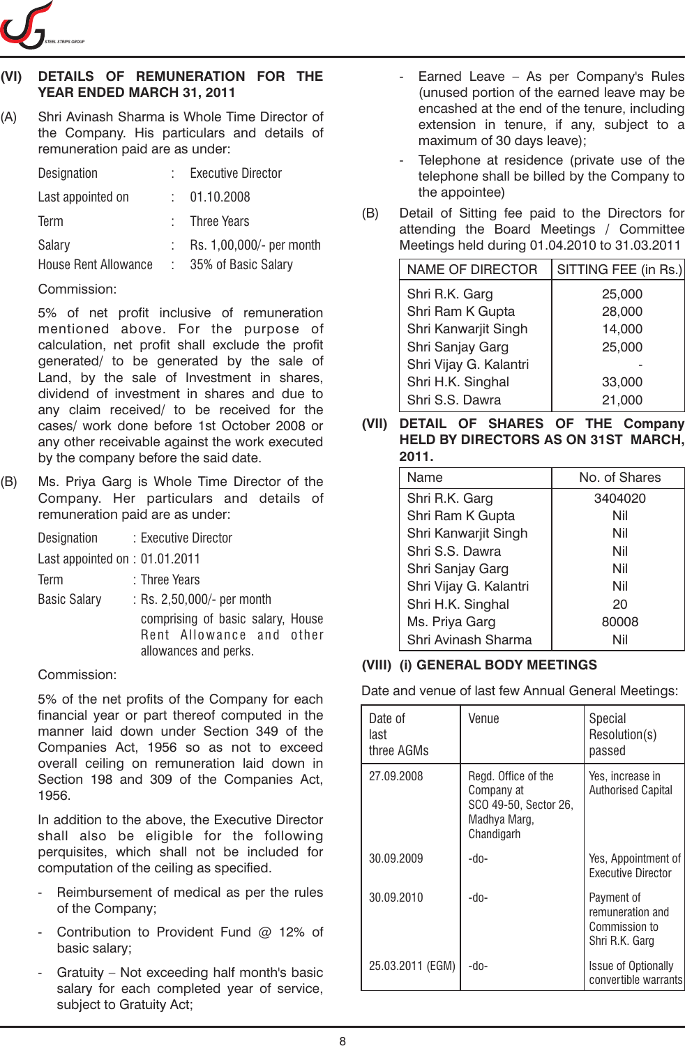## (VI) DETAILS OF REMUNERATION FOR THE YEAR ENDED MARCH 31, 2011

(A) Shri Avinash Sharma is Whole Time Director of the Company. His particulars and details of remuneration paid are as under:

| | | |
|---|---|---|
| Designation | : | Executive Director |
| Last appointed on | : | 01.10.2008 |
| Term | : | Three Years |
| Salary | : | Rs. 1,00,000/- per month |
| House Rent Allowance | : | 35% of Basic Salary |

Commission:

5% of net profit inclusive of remuneration mentioned above. For the purpose of calculation, net profit shall exclude the profit generated/ to be generated by the sale of Land, by the sale of Investment in shares, dividend of investment in shares and due to any claim received/ to be received for the cases/ work done before 1st October 2008 or any other receivable against the work executed by the company before the said date.

(B) Ms. Priya Garg is Whole Time Director of the Company. Her particulars and details of remuneration paid are as under:

| | | |
|---|---|---|
| Designation | : | Executive Director |
| Last appointed on | : | 01.01.2011 |
| Term | : | Three Years |
| Basic Salary | : | Rs. 2,50,000/- per month comprising of basic salary, House Rent Allowance and other allowances and perks. |

Commission:

5% of the net profits of the Company for each financial year or part thereof computed in the manner laid down under Section 349 of the Companies Act, 1956 so as not to exceed overall ceiling on remuneration laid down in Section 198 and 309 of the Companies Act, 1956.

In addition to the above, the Executive Director shall also be eligible for the following perquisites, which shall not be included for computation of the ceiling as specified.

- Reimbursement of medical as per the rules of the Company;
- Contribution to Provident Fund @ 12% of basic salary;
- Gratuity – Not exceeding half month's basic salary for each completed year of service, subject to Gratuity Act;
- Earned Leave – As per Company's Rules (unused portion of the earned leave may be encashed at the end of the tenure, including extension in tenure, if any, subject to a maximum of 30 days leave);
- Telephone at residence (private use of the telephone shall be billed by the Company to the appointee)

(B) Detail of Sitting fee paid to the Directors for attending the Board Meetings / Committee Meetings held during 01.04.2010 to 31.03.2011

| NAME OF DIRECTOR | SITTING FEE (in Rs.) |
|---|---|
| Shri R.K. Garg | 25,000 |
| Shri Ram K Gupta | 28,000 |
| Shri Kanwarjit Singh | 14,000 |
| Shri Sanjay Garg | 25,000 |
| Shri Vijay G. Kalantri | - |
| Shri H.K. Singhal | 33,000 |
| Shri S.S. Dawra | 21,000 |

## (VII) DETAIL OF SHARES OF THE Company HELD BY DIRECTORS AS ON 31ST MARCH, 2011.

| Name | No. of Shares |
|---|---|
| Shri R.K. Garg | 3404020 |
| Shri Ram K Gupta | Nil |
| Shri Kanwarjit Singh | Nil |
| Shri S.S. Dawra | Nil |
| Shri Sanjay Garg | Nil |
| Shri Vijay G. Kalantri | Nil |
| Shri H.K. Singhal | 20 |
| Ms. Priya Garg | 80008 |
| Shri Avinash Sharma | Nil |

## (VIII) (i) GENERAL BODY MEETINGS

Date and venue of last few Annual General Meetings:

| Date of last three AGMs | Venue | Special Resolution(s) passed |
|---|---|---|
| 27.09.2008 | Regd. Office of the Company at SCO 49-50, Sector 26, Madhya Marg, Chandigarh | Yes, increase in Authorised Capital |
| 30.09.2009 | -do- | Yes, Appointment of Executive Director |
| 30.09.2010 | -do- | Payment of remuneration and Commission to Shri R.K. Garg |
| 25.03.2011 (EGM) | -do- | Issue of Optionally convertible warrants |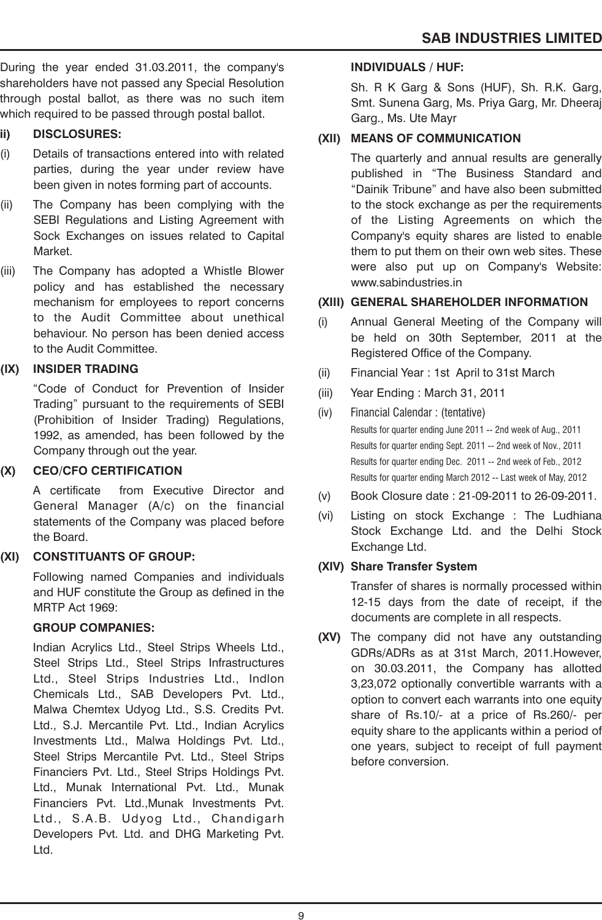During the year ended 31.03.2011, the company's shareholders have not passed any Special Resolution through postal ballot, as there was no such item which required to be passed through postal ballot.

**ii) DISCLOSURES:**

(i) Details of transactions entered into with related parties, during the year under review have been given in notes forming part of accounts.

(ii) The Company has been complying with the SEBI Regulations and Listing Agreement with Sock Exchanges on issues related to Capital Market.

(iii) The Company has adopted a Whistle Blower policy and has established the necessary mechanism for employees to report concerns to the Audit Committee about unethical behaviour. No person has been denied access to the Audit Committee.

**(IX) INSIDER TRADING**

"Code of Conduct for Prevention of Insider Trading" pursuant to the requirements of SEBI (Prohibition of Insider Trading) Regulations, 1992, as amended, has been followed by the Company through out the year.

**(X) CEO/CFO CERTIFICATION**

A certificate from Executive Director and General Manager (A/c) on the financial statements of the Company was placed before the Board.

**(XI) CONSTITUANTS OF GROUP:**

Following named Companies and individuals and HUF constitute the Group as defined in the MRTP Act 1969:

**GROUP COMPANIES:**

Indian Acrylics Ltd., Steel Strips Wheels Ltd., Steel Strips Ltd., Steel Strips Infrastructures Ltd., Steel Strips Industries Ltd., Indlon Chemicals Ltd., SAB Developers Pvt. Ltd., Malwa Chemtex Udyog Ltd., S.S. Credits Pvt. Ltd., S.J. Mercantile Pvt. Ltd., Indian Acrylics Investments Ltd., Malwa Holdings Pvt. Ltd., Steel Strips Mercantile Pvt. Ltd., Steel Strips Financiers Pvt. Ltd., Steel Strips Holdings Pvt. Ltd., Munak International Pvt. Ltd., Munak Financiers Pvt. Ltd.,Munak Investments Pvt. Ltd., S.A.B. Udyog Ltd., Chandigarh Developers Pvt. Ltd. and DHG Marketing Pvt. Ltd.

**INDIVIDUALS / HUF:**

Sh. R K Garg & Sons (HUF), Sh. R.K. Garg, Smt. Sunena Garg, Ms. Priya Garg, Mr. Dheeraj Garg., Ms. Ute Mayr

**(XII) MEANS OF COMMUNICATION**

The quarterly and annual results are generally published in "The Business Standard and "Dainik Tribune" and have also been submitted to the stock exchange as per the requirements of the Listing Agreements on which the Company's equity shares are listed to enable them to put them on their own web sites. These were also put up on Company's Website: www.sabindustries.in

**(XIII) GENERAL SHAREHOLDER INFORMATION**

(i) Annual General Meeting of the Company will be held on 30th September, 2011 at the Registered Office of the Company.

(ii) Financial Year : 1st April to 31st March

(iii) Year Ending : March 31, 2011

(iv) Financial Calendar : (tentative)

Results for quarter ending June 2011 -- 2nd week of Aug., 2011
Results for quarter ending Sept. 2011 -- 2nd week of Nov., 2011
Results for quarter ending Dec. 2011 -- 2nd week of Feb., 2012
Results for quarter ending March 2012 -- Last week of May, 2012

(v) Book Closure date : 21-09-2011 to 26-09-2011.

(vi) Listing on stock Exchange : The Ludhiana Stock Exchange Ltd. and the Delhi Stock Exchange Ltd.

**(XIV) Share Transfer System**

Transfer of shares is normally processed within 12-15 days from the date of receipt, if the documents are complete in all respects.

**(XV)** The company did not have any outstanding GDRs/ADRs as at 31st March, 2011.However, on 30.03.2011, the Company has allotted 3,23,072 optionally convertible warrants with a option to convert each warrants into one equity share of Rs.10/- at a price of Rs.260/- per equity share to the applicants within a period of one years, subject to receipt of full payment before conversion.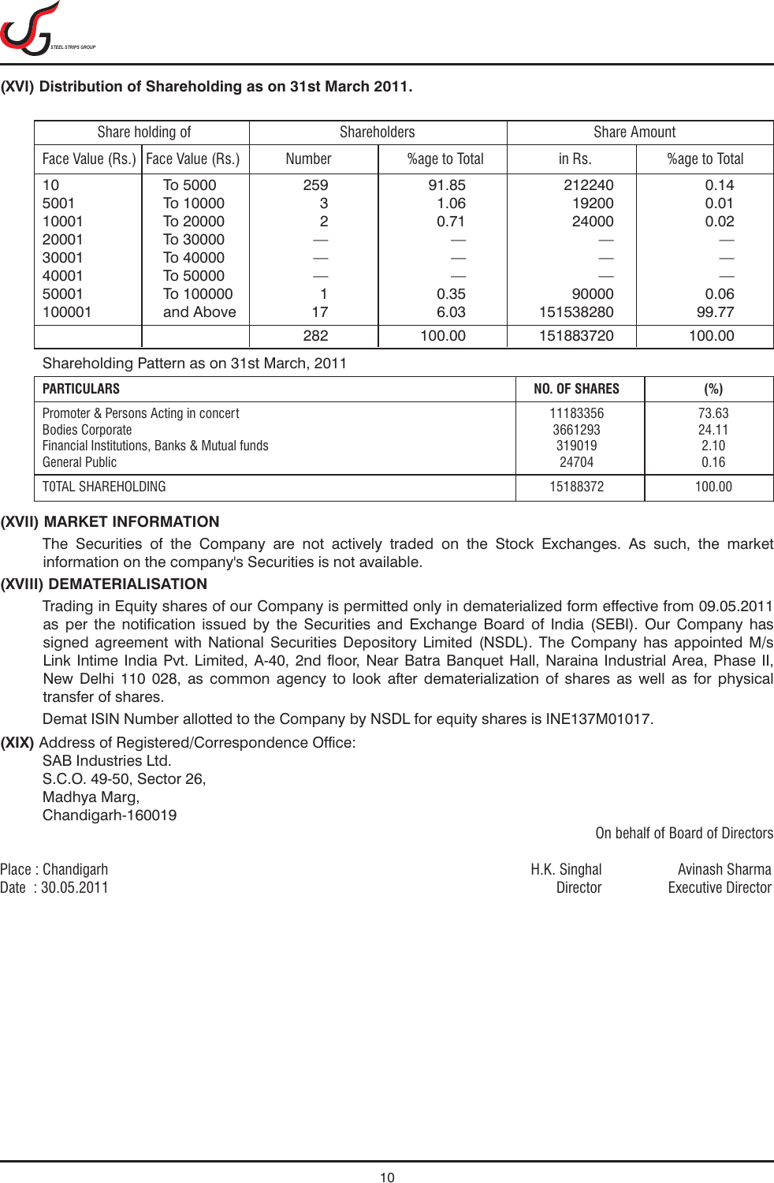## (XVI) Distribution of Shareholding as on 31st March 2011.

| Share holding of | | Shareholders | | Share Amount | |
|---|---|---|---|---|---|
| Face Value (Rs.) | Face Value (Rs.) | Number | %age to Total | in Rs. | %age to Total |
| 10 | To 5000 | 259 | 91.85 | 212240 | 0.14 |
| 5001 | To 10000 | 3 | 1.06 | 19200 | 0.01 |
| 10001 | To 20000 | 2 | 0.71 | 24000 | 0.02 |
| 20001 | To 30000 | — | — | — | — |
| 30001 | To 40000 | — | — | — | — |
| 40001 | To 50000 | — | — | — | — |
| 50001 | To 100000 | 1 | 0.35 | 90000 | 0.06 |
| 100001 | and Above | 17 | 6.03 | 151538280 | 99.77 |
| | | 282 | 100.00 | 151883720 | 100.00 |

Shareholding Pattern as on 31st March, 2011

| PARTICULARS | NO. OF SHARES | (%) |
|---|---|---|
| Promoter & Persons Acting in concert | 11183356 | 73.63 |
| Bodies Corporate | 3661293 | 24.11 |
| Financial Institutions, Banks & Mutual funds | 319019 | 2.10 |
| General Public | 24704 | 0.16 |
| TOTAL SHAREHOLDING | 15188372 | 100.00 |

## (XVII) MARKET INFORMATION

The Securities of the Company are not actively traded on the Stock Exchanges. As such, the market information on the company's Securities is not available.

## (XVIII) DEMATERIALISATION

Trading in Equity shares of our Company is permitted only in dematerialized form effective from 09.05.2011 as per the notification issued by the Securities and Exchange Board of India (SEBI). Our Company has signed agreement with National Securities Depository Limited (NSDL). The Company has appointed M/s Link Intime India Pvt. Limited, A-40, 2nd floor, Near Batra Banquet Hall, Naraina Industrial Area, Phase II, New Delhi 110 028, as common agency to look after dematerialization of shares as well as for physical transfer of shares.

Demat ISIN Number allotted to the Company by NSDL for equity shares is INE137M01017.

**(XIX)** Address of Registered/Correspondence Office:

SAB Industries Ltd.
S.C.O. 49-50, Sector 26,
Madhya Marg,
Chandigarh-160019

On behalf of Board of Directors

Place : Chandigarh
Date : 30.05.2011

H.K. Singhal
Director

Avinash Sharma
Executive Director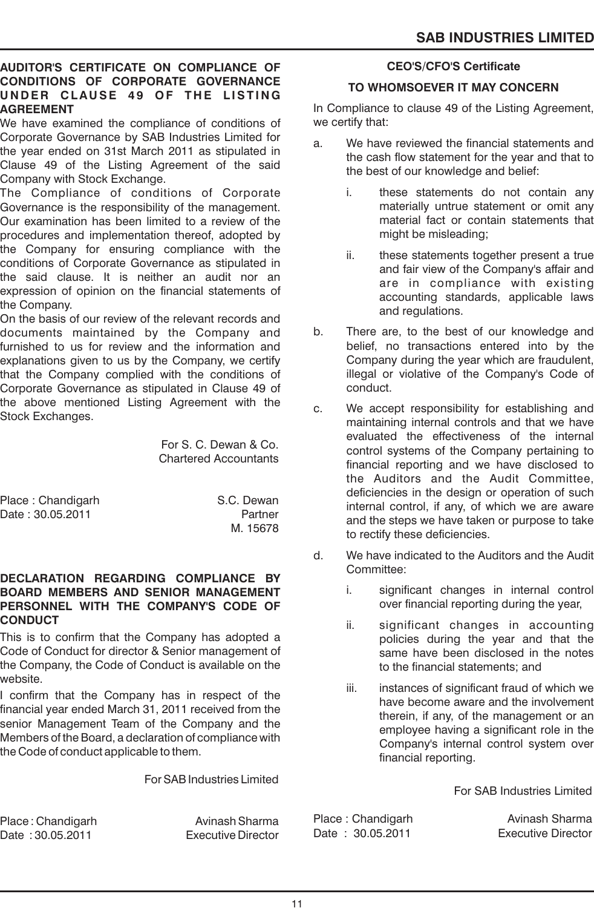## AUDITOR'S CERTIFICATE ON COMPLIANCE OF CONDITIONS OF CORPORATE GOVERNANCE UNDER CLAUSE 49 OF THE LISTING AGREEMENT

We have examined the compliance of conditions of Corporate Governance by SAB Industries Limited for the year ended on 31st March 2011 as stipulated in Clause 49 of the Listing Agreement of the said Company with Stock Exchange.

The Compliance of conditions of Corporate Governance is the responsibility of the management. Our examination has been limited to a review of the procedures and implementation thereof, adopted by the Company for ensuring compliance with the conditions of Corporate Governance as stipulated in the said clause. It is neither an audit nor an expression of opinion on the financial statements of the Company.

On the basis of our review of the relevant records and documents maintained by the Company and furnished to us for review and the information and explanations given to us by the Company, we certify that the Company complied with the conditions of Corporate Governance as stipulated in Clause 49 of the above mentioned Listing Agreement with the Stock Exchanges.

For S. C. Dewan & Co.
Chartered Accountants

Place : Chandigarh
Date : 30.05.2011

S.C. Dewan
Partner
M. 15678

## DECLARATION REGARDING COMPLIANCE BY BOARD MEMBERS AND SENIOR MANAGEMENT PERSONNEL WITH THE COMPANY'S CODE OF CONDUCT

This is to confirm that the Company has adopted a Code of Conduct for director & Senior management of the Company, the Code of Conduct is available on the website.

I confirm that the Company has in respect of the financial year ended March 31, 2011 received from the senior Management Team of the Company and the Members of the Board, a declaration of compliance with the Code of conduct applicable to them.

For SAB Industries Limited

Place : Chandigarh
Date : 30.05.2011

Avinash Sharma
Executive Director

## CEO'S/CFO'S Certificate

### TO WHOMSOEVER IT MAY CONCERN

In Compliance to clause 49 of the Listing Agreement, we certify that:

a. We have reviewed the financial statements and the cash flow statement for the year and that to the best of our knowledge and belief:

   i. these statements do not contain any materially untrue statement or omit any material fact or contain statements that might be misleading;

   ii. these statements together present a true and fair view of the Company's affair and are in compliance with existing accounting standards, applicable laws and regulations.

b. There are, to the best of our knowledge and belief, no transactions entered into by the Company during the year which are fraudulent, illegal or violative of the Company's Code of conduct.

c. We accept responsibility for establishing and maintaining internal controls and that we have evaluated the effectiveness of the internal control systems of the Company pertaining to financial reporting and we have disclosed to the Auditors and the Audit Committee, deficiencies in the design or operation of such internal control, if any, of which we are aware and the steps we have taken or purpose to take to rectify these deficiencies.

d. We have indicated to the Auditors and the Audit Committee:

   i. significant changes in internal control over financial reporting during the year,

   ii. significant changes in accounting policies during the year and that the same have been disclosed in the notes to the financial statements; and

   iii. instances of significant fraud of which we have become aware and the involvement therein, if any, of the management or an employee having a significant role in the Company's internal control system over financial reporting.

For SAB Industries Limited

Place : Chandigarh
Date : 30.05.2011

Avinash Sharma
Executive Director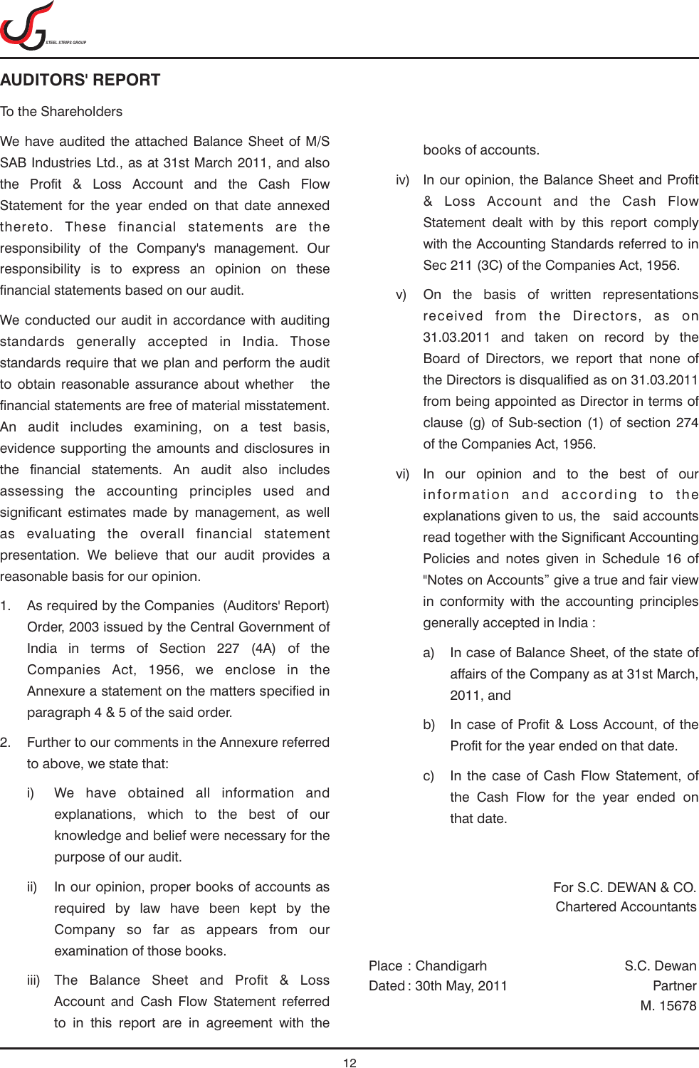# AUDITORS' REPORT

To the Shareholders

We have audited the attached Balance Sheet of M/S SAB Industries Ltd., as at 31st March 2011, and also the Profit & Loss Account and the Cash Flow Statement for the year ended on that date annexed thereto. These financial statements are the responsibility of the Company's management. Our responsibility is to express an opinion on these financial statements based on our audit.

We conducted our audit in accordance with auditing standards generally accepted in India. Those standards require that we plan and perform the audit to obtain reasonable assurance about whether the financial statements are free of material misstatement. An audit includes examining, on a test basis, evidence supporting the amounts and disclosures in the financial statements. An audit also includes assessing the accounting principles used and significant estimates made by management, as well as evaluating the overall financial statement presentation. We believe that our audit provides a reasonable basis for our opinion.

1. As required by the Companies (Auditors' Report) Order, 2003 issued by the Central Government of India in terms of Section 227 (4A) of the Companies Act, 1956, we enclose in the Annexure a statement on the matters specified in paragraph 4 & 5 of the said order.

2. Further to our comments in the Annexure referred to above, we state that:

   i) We have obtained all information and explanations, which to the best of our knowledge and belief were necessary for the purpose of our audit.

   ii) In our opinion, proper books of accounts as required by law have been kept by the Company so far as appears from our examination of those books.

   iii) The Balance Sheet and Profit & Loss Account and Cash Flow Statement referred to in this report are in agreement with the books of accounts.

   iv) In our opinion, the Balance Sheet and Profit & Loss Account and the Cash Flow Statement dealt with by this report comply with the Accounting Standards referred to in Sec 211 (3C) of the Companies Act, 1956.

   v) On the basis of written representations received from the Directors, as on 31.03.2011 and taken on record by the Board of Directors, we report that none of the Directors is disqualified as on 31.03.2011 from being appointed as Director in terms of clause (g) of Sub-section (1) of section 274 of the Companies Act, 1956.

   vi) In our opinion and to the best of our information and according to the explanations given to us, the said accounts read together with the Significant Accounting Policies and notes given in Schedule 16 of "Notes on Accounts" give a true and fair view in conformity with the accounting principles generally accepted in India :

      a) In case of Balance Sheet, of the state of affairs of the Company as at 31st March, 2011, and

      b) In case of Profit & Loss Account, of the Profit for the year ended on that date.

      c) In the case of Cash Flow Statement, of the Cash Flow for the year ended on that date.

For S.C. DEWAN & CO.
Chartered Accountants

Place : Chandigarh
Dated : 30th May, 2011

S.C. Dewan
Partner
M. 15678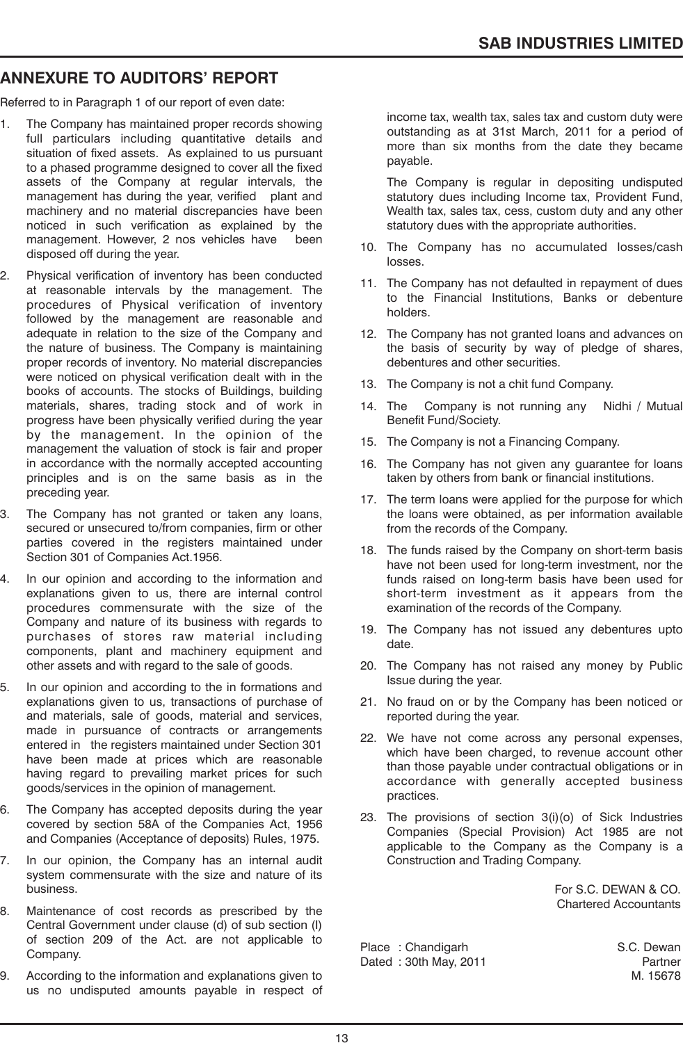## ANNEXURE TO AUDITORS' REPORT

Referred to in Paragraph 1 of our report of even date:

1. The Company has maintained proper records showing full particulars including quantitative details and situation of fixed assets. As explained to us pursuant to a phased programme designed to cover all the fixed assets of the Company at regular intervals, the management has during the year, verified plant and machinery and no material discrepancies have been noticed in such verification as explained by the management. However, 2 nos vehicles have been disposed off during the year.

2. Physical verification of inventory has been conducted at reasonable intervals by the management. The procedures of Physical verification of inventory followed by the management are reasonable and adequate in relation to the size of the Company and the nature of business. The Company is maintaining proper records of inventory. No material discrepancies were noticed on physical verification dealt with in the books of accounts. The stocks of Buildings, building materials, shares, trading stock and of work in progress have been physically verified during the year by the management. In the opinion of the management the valuation of stock is fair and proper in accordance with the normally accepted accounting principles and is on the same basis as in the preceding year.

3. The Company has not granted or taken any loans, secured or unsecured to/from companies, firm or other parties covered in the registers maintained under Section 301 of Companies Act.1956.

4. In our opinion and according to the information and explanations given to us, there are internal control procedures commensurate with the size of the Company and nature of its business with regards to purchases of stores raw material including components, plant and machinery equipment and other assets and with regard to the sale of goods.

5. In our opinion and according to the in formations and explanations given to us, transactions of purchase of and materials, sale of goods, material and services, made in pursuance of contracts or arrangements entered in the registers maintained under Section 301 have been made at prices which are reasonable having regard to prevailing market prices for such goods/services in the opinion of management.

6. The Company has accepted deposits during the year covered by section 58A of the Companies Act, 1956 and Companies (Acceptance of deposits) Rules, 1975.

7. In our opinion, the Company has an internal audit system commensurate with the size and nature of its business.

8. Maintenance of cost records as prescribed by the Central Government under clause (d) of sub section (l) of section 209 of the Act. are not applicable to Company.

9. According to the information and explanations given to us no undisputed amounts payable in respect of income tax, wealth tax, sales tax and custom duty were outstanding as at 31st March, 2011 for a period of more than six months from the date they became payable.

   The Company is regular in depositing undisputed statutory dues including Income tax, Provident Fund, Wealth tax, sales tax, cess, custom duty and any other statutory dues with the appropriate authorities.

10. The Company has no accumulated losses/cash losses.

11. The Company has not defaulted in repayment of dues to the Financial Institutions, Banks or debenture holders.

12. The Company has not granted loans and advances on the basis of security by way of pledge of shares, debentures and other securities.

13. The Company is not a chit fund Company.

14. The Company is not running any Nidhi / Mutual Benefit Fund/Society.

15. The Company is not a Financing Company.

16. The Company has not given any guarantee for loans taken by others from bank or financial institutions.

17. The term loans were applied for the purpose for which the loans were obtained, as per information available from the records of the Company.

18. The funds raised by the Company on short-term basis have not been used for long-term investment, nor the funds raised on long-term basis have been used for short-term investment as it appears from the examination of the records of the Company.

19. The Company has not issued any debentures upto date.

20. The Company has not raised any money by Public Issue during the year.

21. No fraud on or by the Company has been noticed or reported during the year.

22. We have not come across any personal expenses, which have been charged, to revenue account other than those payable under contractual obligations or in accordance with generally accepted business practices.

23. The provisions of section 3(i)(o) of Sick Industries Companies (Special Provision) Act 1985 are not applicable to the Company as the Company is a Construction and Trading Company.

For S.C. DEWAN & CO.
Chartered Accountants

Place : Chandigarh
Dated : 30th May, 2011

S.C. Dewan
Partner
M. 15678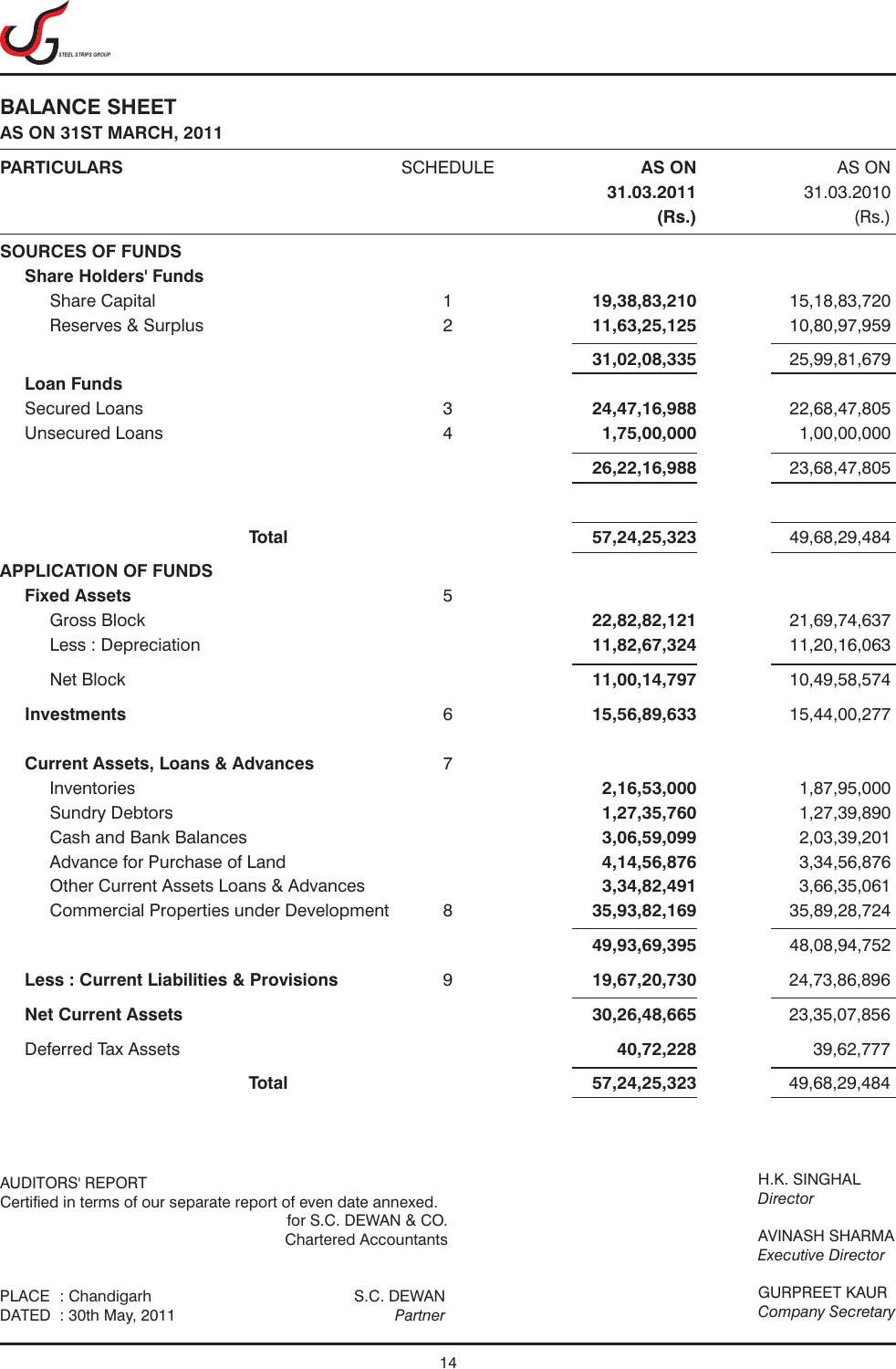# BALANCE SHEET

## AS ON 31ST MARCH, 2011

| PARTICULARS | SCHEDULE | AS ON 31.03.2011 (Rs.) | AS ON 31.03.2010 (Rs.) |
|---|---|---|---|
| **SOURCES OF FUNDS** | | | |
| **Share Holders' Funds** | | | |
| Share Capital | 1 | **19,38,83,210** | 15,18,83,720 |
| Reserves & Surplus | 2 | **11,63,25,125** | 10,80,97,959 |
| | | **31,02,08,335** | 25,99,81,679 |
| **Loan Funds** | | | |
| Secured Loans | 3 | **24,47,16,988** | 22,68,47,805 |
| Unsecured Loans | 4 | **1,75,00,000** | 1,00,00,000 |
| | | **26,22,16,988** | 23,68,47,805 |
| **Total** | | **57,24,25,323** | 49,68,29,484 |
| **APPLICATION OF FUNDS** | | | |
| **Fixed Assets** | 5 | | |
| Gross Block | | **22,82,82,121** | 21,69,74,637 |
| Less : Depreciation | | **11,82,67,324** | 11,20,16,063 |
| Net Block | | **11,00,14,797** | 10,49,58,574 |
| **Investments** | 6 | **15,56,89,633** | 15,44,00,277 |
| **Current Assets, Loans & Advances** | 7 | | |
| Inventories | | **2,16,53,000** | 1,87,95,000 |
| Sundry Debtors | | **1,27,35,760** | 1,27,39,890 |
| Cash and Bank Balances | | **3,06,59,099** | 2,03,39,201 |
| Advance for Purchase of Land | | **4,14,56,876** | 3,34,56,876 |
| Other Current Assets Loans & Advances | | **3,34,82,491** | 3,66,35,061 |
| Commercial Properties under Development | 8 | **35,93,82,169** | 35,89,28,724 |
| | | **49,93,69,395** | 48,08,94,752 |
| **Less : Current Liabilities & Provisions** | 9 | **19,67,20,730** | 24,73,86,896 |
| **Net Current Assets** | | **30,26,48,665** | 23,35,07,856 |
| Deferred Tax Assets | | **40,72,228** | 39,62,777 |
| **Total** | | **57,24,25,323** | 49,68,29,484 |

AUDITORS' REPORT
Certified in terms of our separate report of even date annexed.

for S.C. DEWAN & CO.
Chartered Accountants

PLACE : Chandigarh
DATED : 30th May, 2011

S.C. DEWAN
*Partner*

H.K. SINGHAL
*Director*

AVINASH SHARMA
*Executive Director*

GURPREET KAUR
*Company Secretary*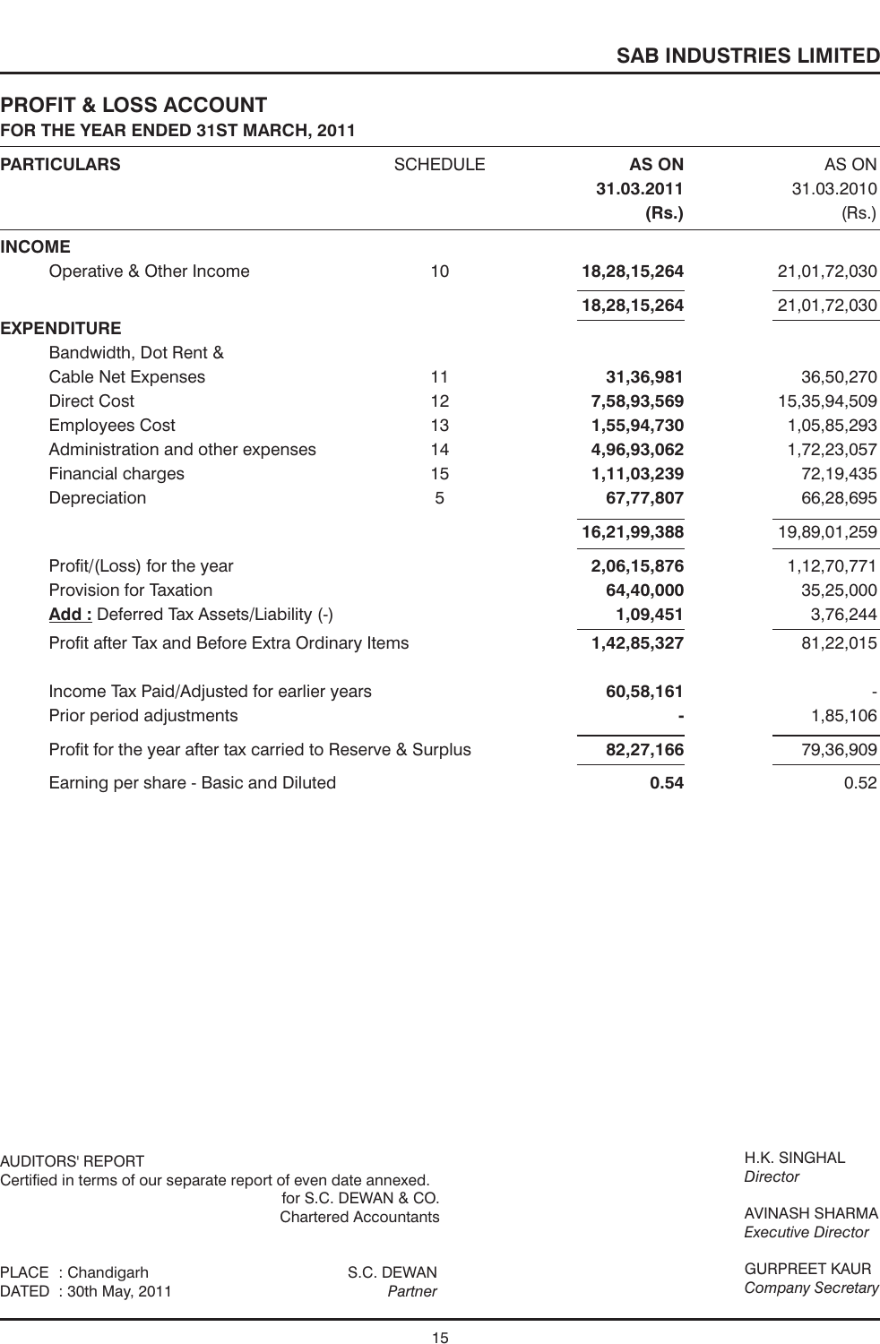# PROFIT & LOSS ACCOUNT

**FOR THE YEAR ENDED 31ST MARCH, 2011**

| PARTICULARS | SCHEDULE | AS ON 31.03.2011 (Rs.) | AS ON 31.03.2010 (Rs.) |
|---|---|---|---|
| **INCOME** | | | |
| Operative & Other Income | 10 | **18,28,15,264** | 21,01,72,030 |
| | | **18,28,15,264** | 21,01,72,030 |
| **EXPENDITURE** | | | |
| Bandwidth, Dot Rent & Cable Net Expenses | 11 | **31,36,981** | 36,50,270 |
| Direct Cost | 12 | **7,58,93,569** | 15,35,94,509 |
| Employees Cost | 13 | **1,55,94,730** | 1,05,85,293 |
| Administration and other expenses | 14 | **4,96,93,062** | 1,72,23,057 |
| Financial charges | 15 | **1,11,03,239** | 72,19,435 |
| Depreciation | 5 | **67,77,807** | 66,28,695 |
| | | **16,21,99,388** | 19,89,01,259 |
| Profit/(Loss) for the year | | **2,06,15,876** | 1,12,70,771 |
| Provision for Taxation | | **64,40,000** | 35,25,000 |
| **Add :** Deferred Tax Assets/Liability (-) | | **1,09,451** | 3,76,244 |
| Profit after Tax and Before Extra Ordinary Items | | **1,42,85,327** | 81,22,015 |
| Income Tax Paid/Adjusted for earlier years | | **60,58,161** | - |
| Prior period adjustments | | **-** | 1,85,106 |
| Profit for the year after tax carried to Reserve & Surplus | | **82,27,166** | 79,36,909 |
| Earning per share - Basic and Diluted | | **0.54** | 0.52 |

AUDITORS' REPORT
Certified in terms of our separate report of even date annexed.
for S.C. DEWAN & CO.
Chartered Accountants

PLACE : Chandigarh
DATED : 30th May, 2011

S.C. DEWAN
*Partner*

H.K. SINGHAL
*Director*

AVINASH SHARMA
*Executive Director*

GURPREET KAUR
*Company Secretary*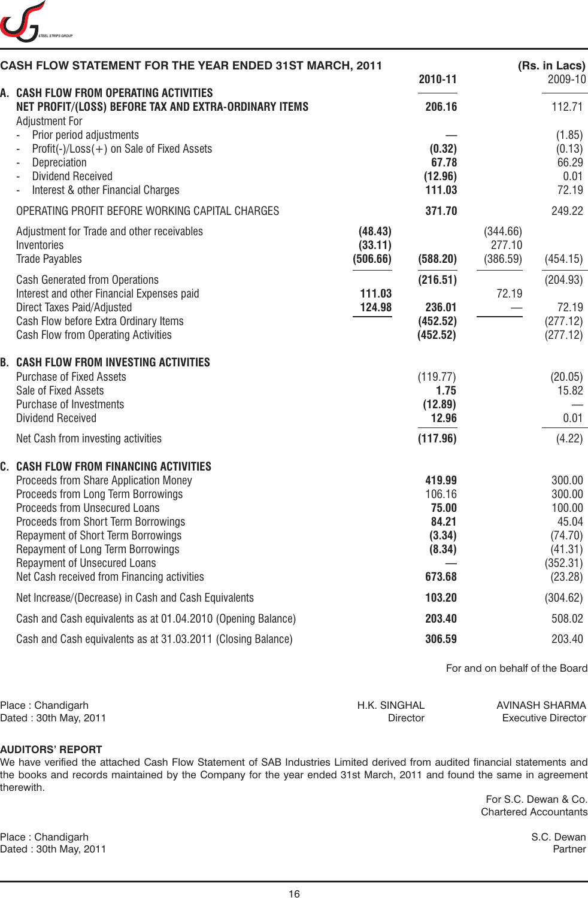## CASH FLOW STATEMENT FOR THE YEAR ENDED 31ST MARCH, 2011

(Rs. in Lacs)

| | | 2010-11 | | 2009-10 |
|---|---|---|---|---|
| **A. CASH FLOW FROM OPERATING ACTIVITIES** | | | | |
| **NET PROFIT/(LOSS) BEFORE TAX AND EXTRA-ORDINARY ITEMS** | | **206.16** | | 112.71 |
| Adjustment For | | | | |
| - Prior period adjustments | | — | | (1.85) |
| - Profit(-)/Loss(+) on Sale of Fixed Assets | | **(0.32)** | | (0.13) |
| - Depreciation | | **67.78** | | 66.29 |
| - Dividend Received | | **(12.96)** | | 0.01 |
| - Interest & other Financial Charges | | **111.03** | | 72.19 |
| OPERATING PROFIT BEFORE WORKING CAPITAL CHARGES | | **371.70** | | 249.22 |
| Adjustment for Trade and other receivables | **(48.43)** | | (344.66) | |
| Inventories | **(33.11)** | | 277.10 | |
| Trade Payables | **(506.66)** | **(588.20)** | (386.59) | (454.15) |
| Cash Generated from Operations | | **(216.51)** | | (204.93) |
| Interest and other Financial Expenses paid | **111.03** | | 72.19 | |
| Direct Taxes Paid/Adjusted | **124.98** | **236.01** | — | 72.19 |
| Cash Flow before Extra Ordinary Items | | **(452.52)** | | (277.12) |
| Cash Flow from Operating Activities | | **(452.52)** | | (277.12) |
| **B. CASH FLOW FROM INVESTING ACTIVITIES** | | | | |
| Purchase of Fixed Assets | | (119.77) | | (20.05) |
| Sale of Fixed Assets | | **1.75** | | 15.82 |
| Purchase of Investments | | **(12.89)** | | — |
| Dividend Received | | **12.96** | | 0.01 |
| Net Cash from investing activities | | **(117.96)** | | (4.22) |
| **C. CASH FLOW FROM FINANCING ACTIVITIES** | | | | |
| Proceeds from Share Application Money | | **419.99** | | 300.00 |
| Proceeds from Long Term Borrowings | | 106.16 | | 300.00 |
| Proceeds from Unsecured Loans | | **75.00** | | 100.00 |
| Proceeds from Short Term Borrowings | | **84.21** | | 45.04 |
| Repayment of Short Term Borrowings | | **(3.34)** | | (74.70) |
| Repayment of Long Term Borrowings | | **(8.34)** | | (41.31) |
| Repayment of Unsecured Loans | | — | | (352.31) |
| Net Cash received from Financing activities | | **673.68** | | (23.28) |
| Net Increase/(Decrease) in Cash and Cash Equivalents | | **103.20** | | (304.62) |
| Cash and Cash equivalents as at 01.04.2010 (Opening Balance) | | **203.40** | | 508.02 |
| Cash and Cash equivalents as at 31.03.2011 (Closing Balance) | | **306.59** | | 203.40 |

For and on behalf of the Board

Place : Chandigarh
Dated : 30th May, 2011

H.K. SINGHAL
Director

AVINASH SHARMA
Executive Director

**AUDITORS' REPORT**

We have verified the attached Cash Flow Statement of SAB Industries Limited derived from audited financial statements and the books and records maintained by the Company for the year ended 31st March, 2011 and found the same in agreement therewith.

For S.C. Dewan & Co.
Chartered Accountants

Place : Chandigarh
Dated : 30th May, 2011

S.C. Dewan
Partner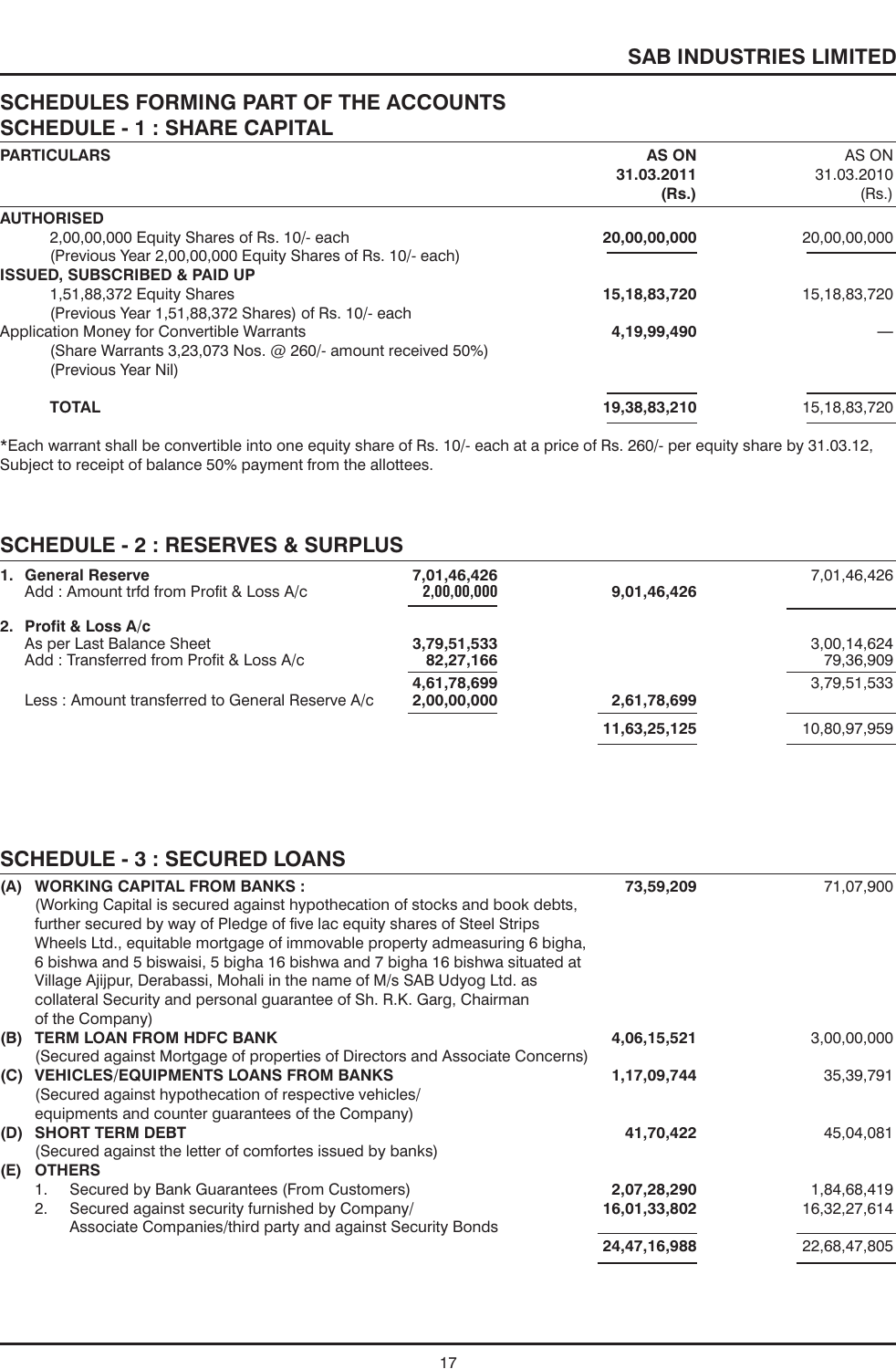# SCHEDULES FORMING PART OF THE ACCOUNTS

## SCHEDULE - 1 : SHARE CAPITAL

| PARTICULARS | AS ON 31.03.2011 (Rs.) | AS ON 31.03.2010 (Rs.) |
|---|---|---|
| **AUTHORISED** | | |
| 2,00,00,000 Equity Shares of Rs. 10/- each (Previous Year 2,00,00,000 Equity Shares of Rs. 10/- each) | **20,00,00,000** | 20,00,00,000 |
| **ISSUED, SUBSCRIBED & PAID UP** | | |
| 1,51,88,372 Equity Shares (Previous Year 1,51,88,372 Shares) of Rs. 10/- each | **15,18,83,720** | 15,18,83,720 |
| Application Money for Convertible Warrants (Share Warrants 3,23,073 Nos. @ 260/- amount received 50%) (Previous Year Nil) | **4,19,99,490** | — |
| **TOTAL** | **19,38,83,210** | 15,18,83,720 |

*Each warrant shall be convertible into one equity share of Rs. 10/- each at a price of Rs. 260/- per equity share by 31.03.12, Subject to receipt of balance 50% payment from the allottees.

## SCHEDULE - 2 : RESERVES & SURPLUS

| PARTICULARS | | AS ON 31.03.2011 (Rs.) | AS ON 31.03.2010 (Rs.) |
|---|---|---|---|
| **1. General Reserve** | **7,01,46,426** | | 7,01,46,426 |
| Add : Amount trfd from Profit & Loss A/c | **2,00,00,000** | **9,01,46,426** | |
| **2. Profit & Loss A/c** | | | |
| As per Last Balance Sheet | **3,79,51,533** | | 3,00,14,624 |
| Add : Transferred from Profit & Loss A/c | **82,27,166** | | 79,36,909 |
| | **4,61,78,699** | | 3,79,51,533 |
| Less : Amount transferred to General Reserve A/c | **2,00,00,000** | **2,61,78,699** | |
| | | **11,63,25,125** | 10,80,97,959 |

## SCHEDULE - 3 : SECURED LOANS

| PARTICULARS | AS ON 31.03.2011 (Rs.) | AS ON 31.03.2010 (Rs.) |
|---|---|---|
| **(A) WORKING CAPITAL FROM BANKS :** (Working Capital is secured against hypothecation of stocks and book debts, further secured by way of Pledge of five lac equity shares of Steel Strips Wheels Ltd., equitable mortgage of immovable property admeasuring 6 bigha, 6 bishwa and 5 biswaisi, 5 bigha 16 bishwa and 7 bigha 16 bishwa situated at Village Ajijpur, Derabassi, Mohali in the name of M/s SAB Udyog Ltd. as collateral Security and personal guarantee of Sh. R.K. Garg, Chairman of the Company) | **73,59,209** | 71,07,900 |
| **(B) TERM LOAN FROM HDFC BANK** (Secured against Mortgage of properties of Directors and Associate Concerns) | **4,06,15,521** | 3,00,00,000 |
| **(C) VEHICLES/EQUIPMENTS LOANS FROM BANKS** (Secured against hypothecation of respective vehicles/ equipments and counter guarantees of the Company) | **1,17,09,744** | 35,39,791 |
| **(D) SHORT TERM DEBT** (Secured against the letter of comfortes issued by banks) | **41,70,422** | 45,04,081 |
| **(E) OTHERS** | | |
| 1. Secured by Bank Guarantees (From Customers) | **2,07,28,290** | 1,84,68,419 |
| 2. Secured against security furnished by Company/ Associate Companies/third party and against Security Bonds | **16,01,33,802** | 16,32,27,614 |
| | **24,47,16,988** | 22,68,47,805 |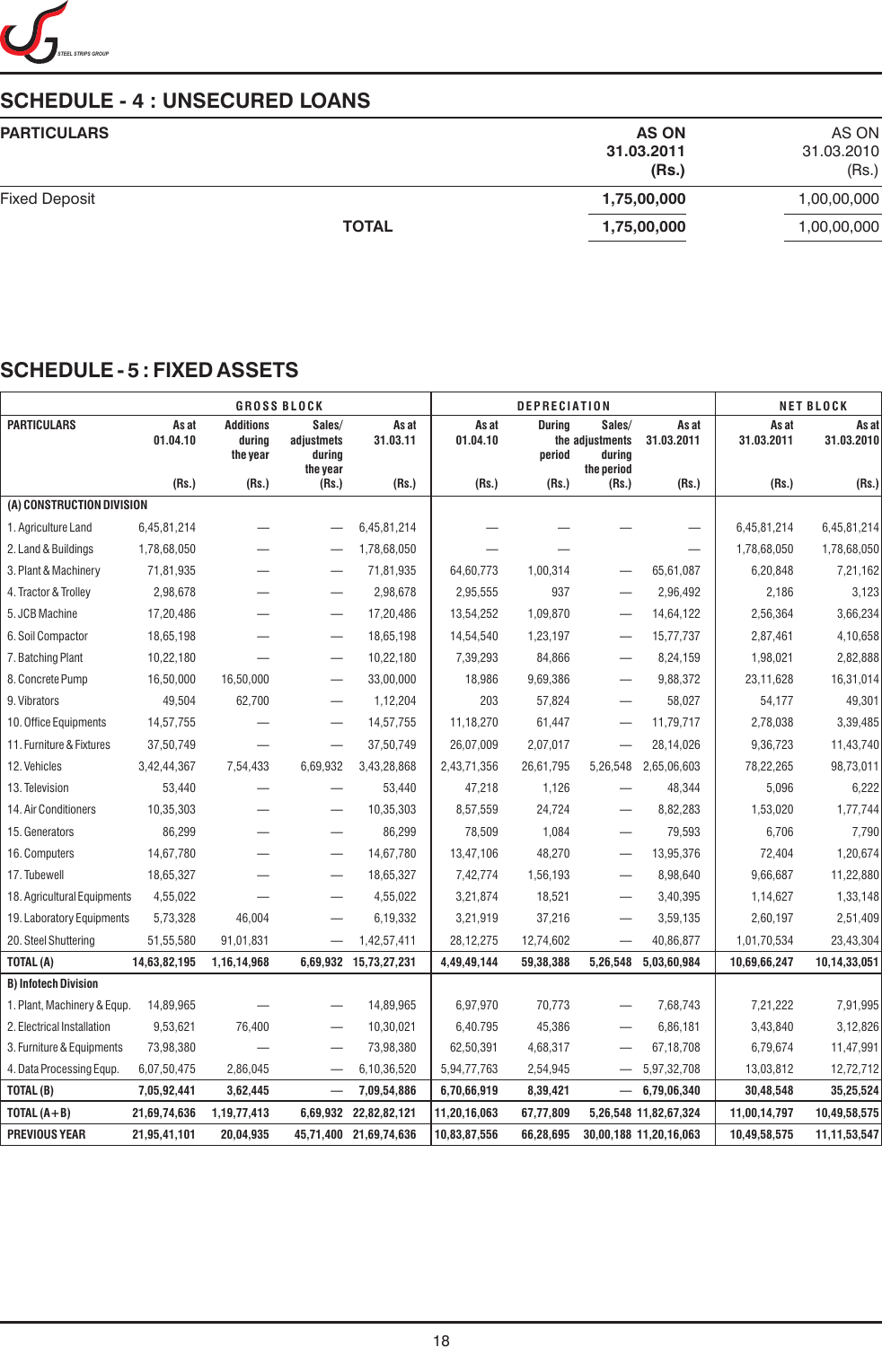## SCHEDULE - 4 : UNSECURED LOANS

| PARTICULARS | | AS ON 31.03.2011 (Rs.) | AS ON 31.03.2010 (Rs.) |
|---|---|---|---|
| Fixed Deposit | | 1,75,00,000 | 1,00,00,000 |
| | TOTAL | 1,75,00,000 | 1,00,00,000 |

## SCHEDULE - 5 : FIXED ASSETS

| PARTICULARS | GROSS BLOCK | | | | DEPRECIATION | | | | NET BLOCK | |
|---|---|---|---|---|---|---|---|---|---|---|
| | As at 01.04.10 (Rs.) | Additions during the year (Rs.) | Sales/ adjustmets durign the year (Rs.) | As at 31.03.11 (Rs.) | As at 01.04.10 (Rs.) | During the period (Rs.) | Sales/ adjustments during the period (Rs.) | As at 31.03.2011 (Rs.) | As at 31.03.2011 (Rs.) | As at 31.03.2010 (Rs.) |
| **(A) CONSTRUCTION DIVISION** | | | | | | | | | | |
| 1. Agriculture Land | 6,45,81,214 | — | — | 6,45,81,214 | — | — | — | — | 6,45,81,214 | 6,45,81,214 |
| 2. Land & Buildings | 1,78,68,050 | — | — | 1,78,68,050 | — | — | | — | 1,78,68,050 | 1,78,68,050 |
| 3. Plant & Machinery | 71,81,935 | — | — | 71,81,935 | 64,60,773 | 1,00,314 | — | 65,61,087 | 6,20,848 | 7,21,162 |
| 4. Tractor & Trolley | 2,98,678 | — | — | 2,98,678 | 2,95,555 | 937 | — | 2,96,492 | 2,186 | 3,123 |
| 5. JCB Machine | 17,20,486 | — | — | 17,20,486 | 13,54,252 | 1,09,870 | — | 14,64,122 | 2,56,364 | 3,66,234 |
| 6. Soil Compactor | 18,65,198 | — | — | 18,65,198 | 14,54,540 | 1,23,197 | — | 15,77,737 | 2,87,461 | 4,10,658 |
| 7. Batching Plant | 10,22,180 | — | — | 10,22,180 | 7,39,293 | 84,866 | — | 8,24,159 | 1,98,021 | 2,82,888 |
| 8. Concrete Pump | 16,50,000 | 16,50,000 | — | 33,00,000 | 18,986 | 9,69,386 | — | 9,88,372 | 23,11,628 | 16,31,014 |
| 9. Vibrators | 49,504 | 62,700 | — | 1,12,204 | 203 | 57,824 | — | 58,027 | 54,177 | 49,301 |
| 10. Office Equipments | 14,57,755 | — | — | 14,57,755 | 11,18,270 | 61,447 | — | 11,79,717 | 2,78,038 | 3,39,485 |
| 11. Furniture & Fixtures | 37,50,749 | — | — | 37,50,749 | 26,07,009 | 2,07,017 | — | 28,14,026 | 9,36,723 | 11,43,740 |
| 12. Vehicles | 3,42,44,367 | 7,54,433 | 6,69,932 | 3,43,28,868 | 2,43,71,356 | 26,61,795 | 5,26,548 | 2,65,06,603 | 78,22,265 | 98,73,011 |
| 13. Television | 53,440 | — | — | 53,440 | 47,218 | 1,126 | — | 48,344 | 5,096 | 6,222 |
| 14. Air Conditioners | 10,35,303 | — | — | 10,35,303 | 8,57,559 | 24,724 | — | 8,82,283 | 1,53,020 | 1,77,744 |
| 15. Generators | 86,299 | — | — | 86,299 | 78,509 | 1,084 | — | 79,593 | 6,706 | 7,790 |
| 16. Computers | 14,67,780 | — | — | 14,67,780 | 13,47,106 | 48,270 | — | 13,95,376 | 72,404 | 1,20,674 |
| 17. Tubewell | 18,65,327 | — | — | 18,65,327 | 7,42,774 | 1,56,193 | — | 8,98,640 | 9,66,687 | 11,22,880 |
| 18. Agricultural Equipments | 4,55,022 | — | — | 4,55,022 | 3,21,874 | 18,521 | — | 3,40,395 | 1,14,627 | 1,33,148 |
| 19. Laboratory Equipments | 5,73,328 | 46,004 | — | 6,19,332 | 3,21,919 | 37,216 | — | 3,59,135 | 2,60,197 | 2,51,409 |
| 20. Steel Shuttering | 51,55,580 | 91,01,831 | — | 1,42,57,411 | 28,12,275 | 12,74,602 | — | 40,86,877 | 1,01,70,534 | 23,43,304 |
| **TOTAL (A)** | **14,63,82,195** | **1,16,14,968** | **6,69,932** | **15,73,27,231** | **4,49,49,144** | **59,38,388** | **5,26,548** | **5,03,60,984** | **10,69,66,247** | **10,14,33,051** |
| **B) Infotech Division** | | | | | | | | | | |
| 1. Plant, Machinery & Equp. | 14,89,965 | — | — | 14,89,965 | 6,97,970 | 70,773 | — | 7,68,743 | 7,21,222 | 7,91,995 |
| 2. Electrical Installation | 9,53,621 | 76,400 | — | 10,30,021 | 6,40,795 | 45,386 | — | 6,86,181 | 3,43,840 | 3,12,826 |
| 3. Furniture & Equipments | 73,98,380 | — | — | 73,98,380 | 62,50,391 | 4,68,317 | — | 67,18,708 | 6,79,674 | 11,47,991 |
| 4. Data Processing Equp. | 6,07,50,475 | 2,86,045 | — | 6,10,36,520 | 5,94,77,763 | 2,54,945 | — | 5,97,32,708 | 13,03,812 | 12,72,712 |
| **TOTAL (B)** | **7,05,92,441** | **3,62,445** | **—** | **7,09,54,886** | **6,70,66,919** | **8,39,421** | **—** | **6,79,06,340** | **30,48,548** | **35,25,524** |
| **TOTAL (A+B)** | **21,69,74,636** | **1,19,77,413** | **6,69,932** | **22,82,82,121** | **11,20,16,063** | **67,77,809** | **5,26,548** | **11,82,67,324** | **11,00,14,797** | **10,49,58,575** |
| **PREVIOUS YEAR** | **21,95,41,101** | **20,04,935** | **45,71,400** | **21,69,74,636** | **10,83,87,556** | **66,28,695** | **30,00,188** | **11,20,16,063** | **10,49,58,575** | **11,11,53,547** |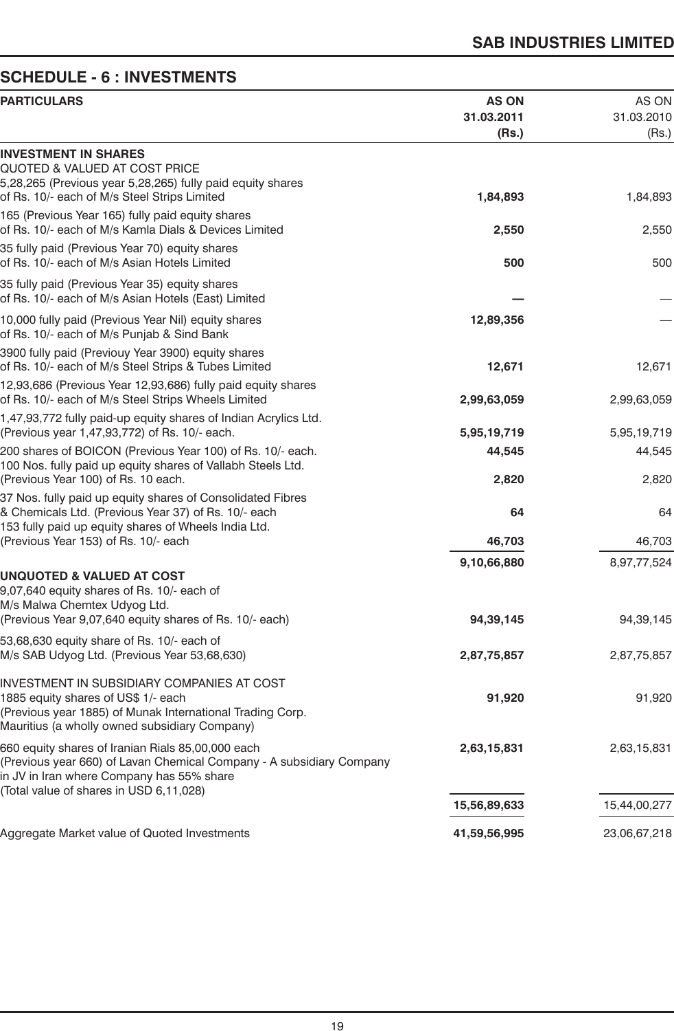## SCHEDULE - 6 : INVESTMENTS

| PARTICULARS | AS ON 31.03.2011 (Rs.) | AS ON 31.03.2010 (Rs.) |
|---|---|---|
| **INVESTMENT IN SHARES** | | |
| QUOTED & VALUED AT COST PRICE | | |
| 5,28,265 (Previous year 5,28,265) fully paid equity shares of Rs. 10/- each of M/s Steel Strips Limited | **1,84,893** | 1,84,893 |
| 165 (Previous Year 165) fully paid equity shares of Rs. 10/- each of M/s Kamla Dials & Devices Limited | **2,550** | 2,550 |
| 35 fully paid (Previous Year 70) equity shares of Rs. 10/- each of M/s Asian Hotels Limited | **500** | 500 |
| 35 fully paid (Previous Year 35) equity shares of Rs. 10/- each of M/s Asian Hotels (East) Limited | **—** | — |
| 10,000 fully paid (Previous Year Nil) equity shares of Rs. 10/- each of M/s Punjab & Sind Bank | **12,89,356** | — |
| 3900 fully paid (Previouy Year 3900) equity shares of Rs. 10/- each of M/s Steel Strips & Tubes Limited | **12,671** | 12,671 |
| 12,93,686 (Previous Year 12,93,686) fully paid equity shares of Rs. 10/- each of M/s Steel Strips Wheels Limited | **2,99,63,059** | 2,99,63,059 |
| 1,47,93,772 fully paid-up equity shares of Indian Acrylics Ltd. (Previous year 1,47,93,772) of Rs. 10/- each. | **5,95,19,719** | 5,95,19,719 |
| 200 shares of BOICON (Previous Year 100) of Rs. 10/- each. | **44,545** | 44,545 |
| 100 Nos. fully paid up equity shares of Vallabh Steels Ltd. (Previous Year 100) of Rs. 10 each. | **2,820** | 2,820 |
| 37 Nos. fully paid up equity shares of Consolidated Fibres & Chemicals Ltd. (Previous Year 37) of Rs. 10/- each | **64** | 64 |
| 153 fully paid up equity shares of Wheels India Ltd. (Previous Year 153) of Rs. 10/- each | **46,703** | 46,703 |
| | **9,10,66,880** | 8,97,77,524 |
| **UNQUOTED & VALUED AT COST** | | |
| 9,07,640 equity shares of Rs. 10/- each of M/s Malwa Chemtex Udyog Ltd. (Previous Year 9,07,640 equity shares of Rs. 10/- each) | **94,39,145** | 94,39,145 |
| 53,68,630 equity share of Rs. 10/- each of M/s SAB Udyog Ltd. (Previous Year 53,68,630) | **2,87,75,857** | 2,87,75,857 |
| INVESTMENT IN SUBSIDIARY COMPANIES AT COST | | |
| 1885 equity shares of US$ 1/- each (Previous year 1885) of Munak International Trading Corp. Mauritius (a wholly owned subsidiary Company) | **91,920** | 91,920 |
| 660 equity shares of Iranian Rials 85,00,000 each (Previous year 660) of Lavan Chemical Company - A subsidiary Company in JV in Iran where Company has 55% share (Total value of shares in USD 6,11,028) | **2,63,15,831** | 2,63,15,831 |
| | **15,56,89,633** | 15,44,00,277 |
| Aggregate Market value of Quoted Investments | **41,59,56,995** | 23,06,67,218 |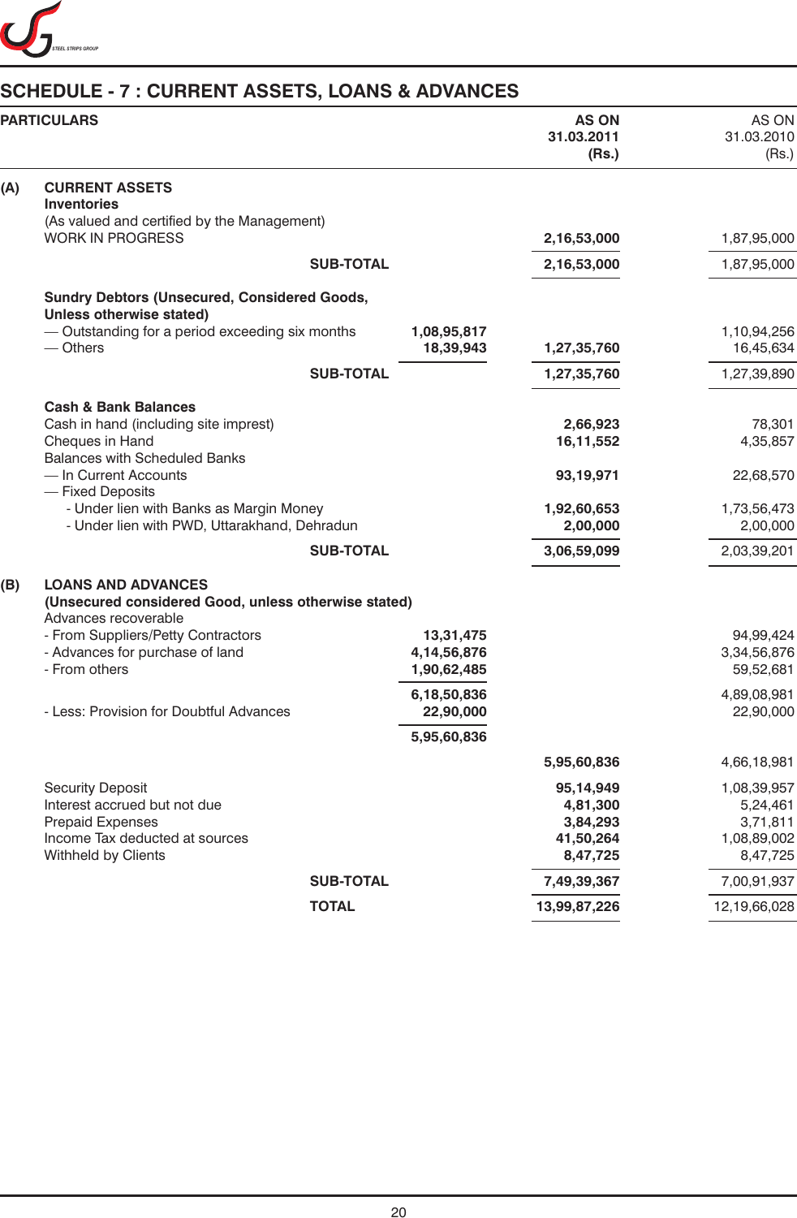## SCHEDULE - 7 : CURRENT ASSETS, LOANS & ADVANCES

| | PARTICULARS | | AS ON 31.03.2011 (Rs.) | AS ON 31.03.2010 (Rs.) |
|---|---|---|---|---|
| **(A)** | **CURRENT ASSETS** | | | |
| | **Inventories** | | | |
| | (As valued and certified by the Management) | | | |
| | WORK IN PROGRESS | | **2,16,53,000** | 1,87,95,000 |
| | **SUB-TOTAL** | | **2,16,53,000** | 1,87,95,000 |
| | **Sundry Debtors (Unsecured, Considered Goods, Unless otherwise stated)** | | | |
| | — Outstanding for a period exceeding six months | **1,08,95,817** | | 1,10,94,256 |
| | — Others | **18,39,943** | **1,27,35,760** | 16,45,634 |
| | **SUB-TOTAL** | | **1,27,35,760** | 1,27,39,890 |
| | **Cash & Bank Balances** | | | |
| | Cash in hand (including site imprest) | | **2,66,923** | 78,301 |
| | Cheques in Hand | | **16,11,552** | 4,35,857 |
| | Balances with Scheduled Banks | | | |
| | — In Current Accounts | | **93,19,971** | 22,68,570 |
| | — Fixed Deposits | | | |
| | - Under lien with Banks as Margin Money | | **1,92,60,653** | 1,73,56,473 |
| | - Under lien with PWD, Uttarakhand, Dehradun | | **2,00,000** | 2,00,000 |
| | **SUB-TOTAL** | | **3,06,59,099** | 2,03,39,201 |
| **(B)** | **LOANS AND ADVANCES** | | | |
| | **(Unsecured considered Good, unless otherwise stated)** | | | |
| | Advances recoverable | | | |
| | - From Suppliers/Petty Contractors | **13,31,475** | | 94,99,424 |
| | - Advances for purchase of land | **4,14,56,876** | | 3,34,56,876 |
| | - From others | **1,90,62,485** | | 59,52,681 |
| | | **6,18,50,836** | | 4,89,08,981 |
| | - Less: Provision for Doubtful Advances | **22,90,000** | | 22,90,000 |
| | | **5,95,60,836** | | |
| | | | **5,95,60,836** | 4,66,18,981 |
| | Security Deposit | | **95,14,949** | 1,08,39,957 |
| | Interest accrued but not due | | **4,81,300** | 5,24,461 |
| | Prepaid Expenses | | **3,84,293** | 3,71,811 |
| | Income Tax deducted at sources | | **41,50,264** | 1,08,89,002 |
| | Withheld by Clients | | **8,47,725** | 8,47,725 |
| | **SUB-TOTAL** | | **7,49,39,367** | 7,00,91,937 |
| | **TOTAL** | | **13,99,87,226** | 12,19,66,028 |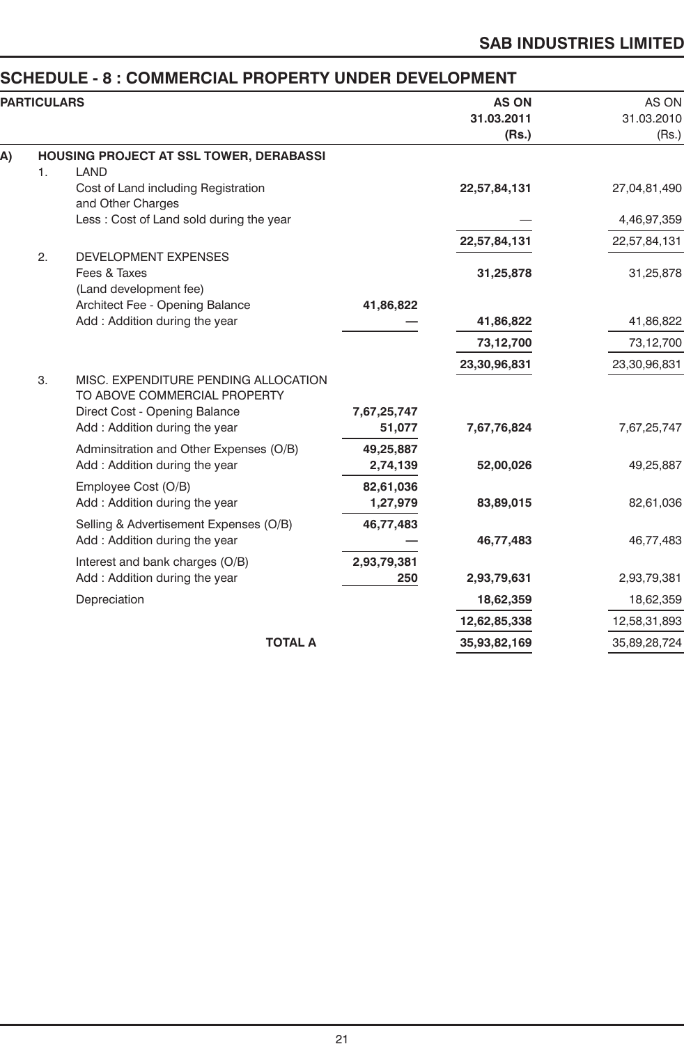## SCHEDULE - 8 : COMMERCIAL PROPERTY UNDER DEVELOPMENT

| PARTICULARS | | AS ON 31.03.2011 (Rs.) | AS ON 31.03.2010 (Rs.) |
|---|---|---|---|
| **A) HOUSING PROJECT AT SSL TOWER, DERABASSI** | | | |
| 1. LAND | | | |
| Cost of Land including Registration and Other Charges | | **22,57,84,131** | 27,04,81,490 |
| Less : Cost of Land sold during the year | | — | 4,46,97,359 |
| | | **22,57,84,131** | 22,57,84,131 |
| 2. DEVELOPMENT EXPENSES | | | |
| Fees & Taxes (Land development fee) | | **31,25,878** | 31,25,878 |
| Architect Fee - Opening Balance | **41,86,822** | | |
| Add : Addition during the year | **—** | **41,86,822** | 41,86,822 |
| | | **73,12,700** | 73,12,700 |
| | | **23,30,96,831** | 23,30,96,831 |
| 3. MISC. EXPENDITURE PENDING ALLOCATION TO ABOVE COMMERCIAL PROPERTY | | | |
| Direct Cost - Opening Balance | **7,67,25,747** | | |
| Add : Addition during the year | **51,077** | **7,67,76,824** | 7,67,25,747 |
| Adminsitration and Other Expenses (O/B) | **49,25,887** | | |
| Add : Addition during the year | **2,74,139** | **52,00,026** | 49,25,887 |
| Employee Cost (O/B) | **82,61,036** | | |
| Add : Addition during the year | **1,27,979** | **83,89,015** | 82,61,036 |
| Selling & Advertisement Expenses (O/B) | **46,77,483** | | |
| Add : Addition during the year | **—** | **46,77,483** | 46,77,483 |
| Interest and bank charges (O/B) | **2,93,79,381** | | |
| Add : Addition during the year | **250** | **2,93,79,631** | 2,93,79,381 |
| Depreciation | | **18,62,359** | 18,62,359 |
| | | **12,62,85,338** | 12,58,31,893 |
| **TOTAL A** | | **35,93,82,169** | 35,89,28,724 |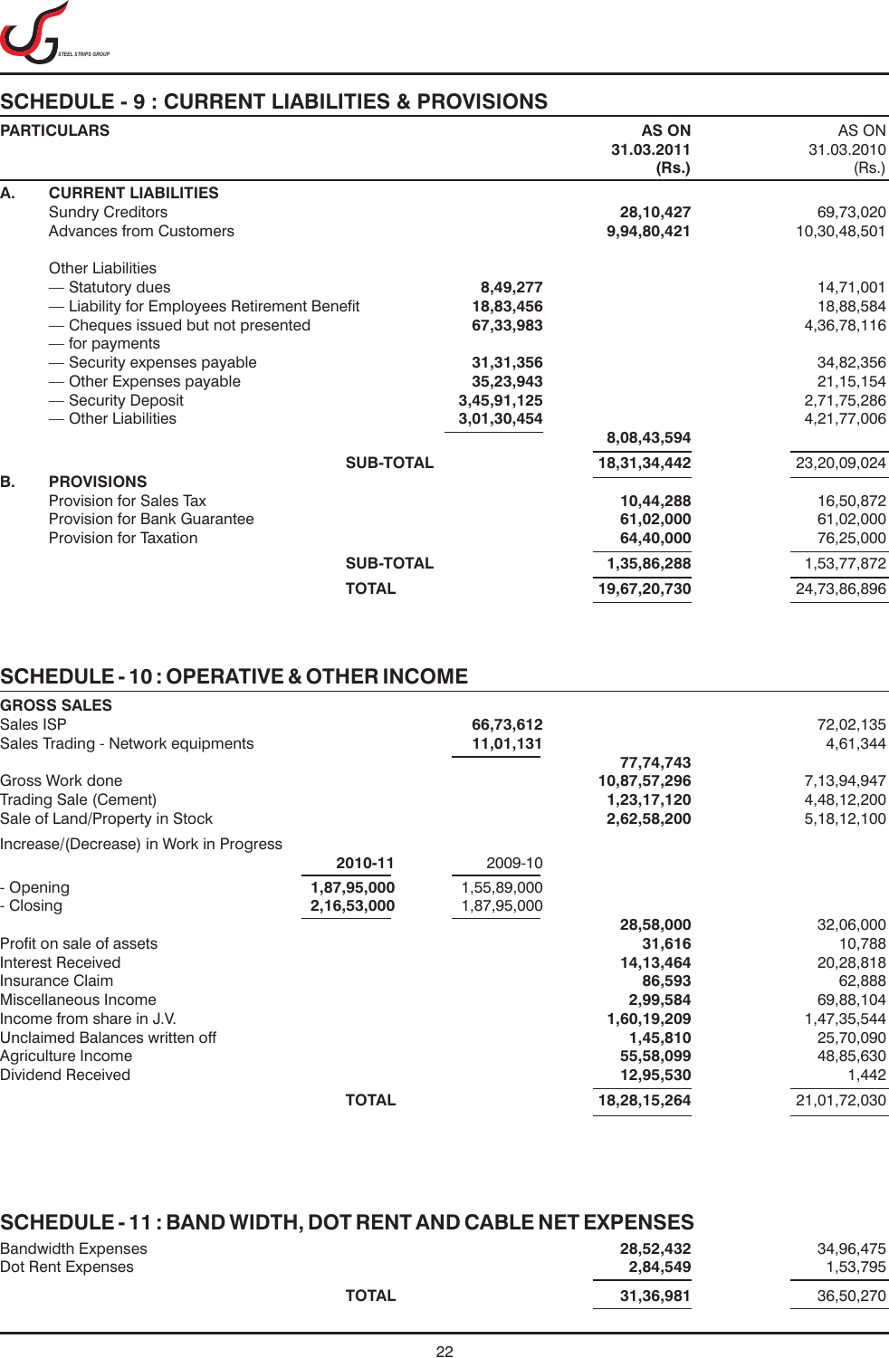## SCHEDULE - 9 : CURRENT LIABILITIES & PROVISIONS

| PARTICULARS | | | AS ON 31.03.2011 (Rs.) | AS ON 31.03.2010 (Rs.) |
|---|---|---|---|---|
| **A.** | **CURRENT LIABILITIES** | | | |
| | Sundry Creditors | | **28,10,427** | 69,73,020 |
| | Advances from Customers | | **9,94,80,421** | 10,30,48,501 |
| | Other Liabilities | | | |
| | — Statutory dues | **8,49,277** | | 14,71,001 |
| | — Liability for Employees Retirement Benefit | **18,83,456** | | 18,88,584 |
| | — Cheques issued but not presented — for payments | **67,33,983** | | 4,36,78,116 |
| | — Security expenses payable | **31,31,356** | | 34,82,356 |
| | — Other Expenses payable | **35,23,943** | | 21,15,154 |
| | — Security Deposit | **3,45,91,125** | | 2,71,75,286 |
| | — Other Liabilities | **3,01,30,454** | | 4,21,77,006 |
| | | | **8,08,43,594** | |
| | **SUB-TOTAL** | | **18,31,34,442** | 23,20,09,024 |
| **B.** | **PROVISIONS** | | | |
| | Provision for Sales Tax | | **10,44,288** | 16,50,872 |
| | Provision for Bank Guarantee | | **61,02,000** | 61,02,000 |
| | Provision for Taxation | | **64,40,000** | 76,25,000 |
| | **SUB-TOTAL** | | **1,35,86,288** | 1,53,77,872 |
| | **TOTAL** | | **19,67,20,730** | 24,73,86,896 |

## SCHEDULE - 10 : OPERATIVE & OTHER INCOME

| | | | | |
|---|---|---|---|---|
| **GROSS SALES** | | | | |
| Sales ISP | | **66,73,612** | | 72,02,135 |
| Sales Trading - Network equipments | | **11,01,131** | | 4,61,344 |
| | | | **77,74,743** | |
| Gross Work done | | | **10,87,57,296** | 7,13,94,947 |
| Trading Sale (Cement) | | | **1,23,17,120** | 4,48,12,200 |
| Sale of Land/Property in Stock | | | **2,62,58,200** | 5,18,12,100 |
| Increase/(Decrease) in Work in Progress | | | | |
| | **2010-11** | 2009-10 | | |
| - Opening | **1,87,95,000** | 1,55,89,000 | | |
| - Closing | **2,16,53,000** | 1,87,95,000 | | |
| | | | **28,58,000** | 32,06,000 |
| Profit on sale of assets | | | **31,616** | 10,788 |
| Interest Received | | | **14,13,464** | 20,28,818 |
| Insurance Claim | | | **86,593** | 62,888 |
| Miscellaneous Income | | | **2,99,584** | 69,88,104 |
| Income from share in J.V. | | | **1,60,19,209** | 1,47,35,544 |
| Unclaimed Balances written off | | | **1,45,810** | 25,70,090 |
| Agriculture Income | | | **55,58,099** | 48,85,630 |
| Dividend Received | | | **12,95,530** | 1,442 |
| **TOTAL** | | | **18,28,15,264** | 21,01,72,030 |

## SCHEDULE - 11 : BAND WIDTH, DOT RENT AND CABLE NET EXPENSES

| | | |
|---|---|---|
| Bandwidth Expenses | **28,52,432** | 34,96,475 |
| Dot Rent Expenses | **2,84,549** | 1,53,795 |
| **TOTAL** | **31,36,981** | 36,50,270 |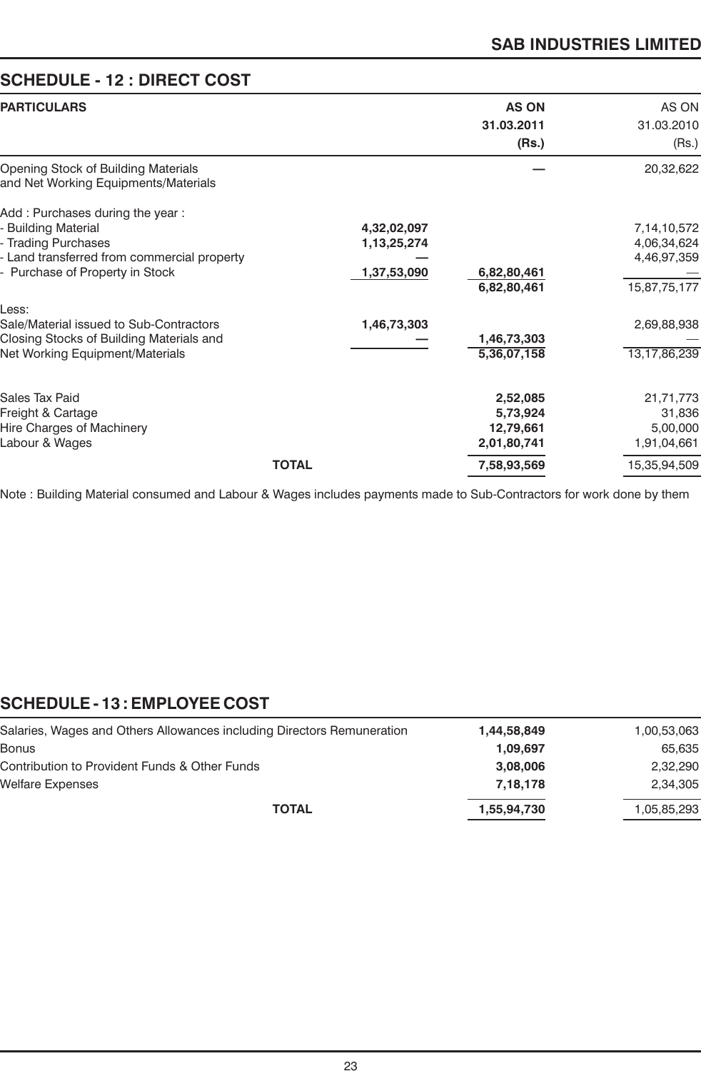## SCHEDULE - 12 : DIRECT COST

| PARTICULARS | | AS ON 31.03.2011 (Rs.) | AS ON 31.03.2010 (Rs.) |
|---|---|---|---|
| Opening Stock of Building Materials and Net Working Equipments/Materials | | — | 20,32,622 |
| Add : Purchases during the year : | | | |
| - Building Material | 4,32,02,097 | | 7,14,10,572 |
| - Trading Purchases | 1,13,25,274 | | 4,06,34,624 |
| - Land transferred from commercial property | — | | 4,46,97,359 |
| - Purchase of Property in Stock | 1,37,53,090 | 6,82,80,461 | — |
| | | 6,82,80,461 | 15,87,75,177 |
| Less: | | | |
| Sale/Material issued to Sub-Contractors | 1,46,73,303 | | 2,69,88,938 |
| Closing Stocks of Building Materials and Net Working Equipment/Materials | — | 1,46,73,303 | — |
| | | 5,36,07,158 | 13,17,86,239 |
| Sales Tax Paid | | 2,52,085 | 21,71,773 |
| Freight & Cartage | | 5,73,924 | 31,836 |
| Hire Charges of Machinery | | 12,79,661 | 5,00,000 |
| Labour & Wages | | 2,01,80,741 | 1,91,04,661 |
| **TOTAL** | | **7,58,93,569** | 15,35,94,509 |

Note : Building Material consumed and Labour & Wages includes payments made to Sub-Contractors for work done by them

## SCHEDULE - 13 : EMPLOYEE COST

| Particulars | AS ON 31.03.2011 (Rs.) | AS ON 31.03.2010 (Rs.) |
|---|---|---|
| Salaries, Wages and Others Allowances including Directors Remuneration | 1,44,58,849 | 1,00,53,063 |
| Bonus | 1,09,697 | 65,635 |
| Contribution to Provident Funds & Other Funds | 3,08,006 | 2,32,290 |
| Welfare Expenses | 7,18,178 | 2,34,305 |
| **TOTAL** | **1,55,94,730** | 1,05,85,293 |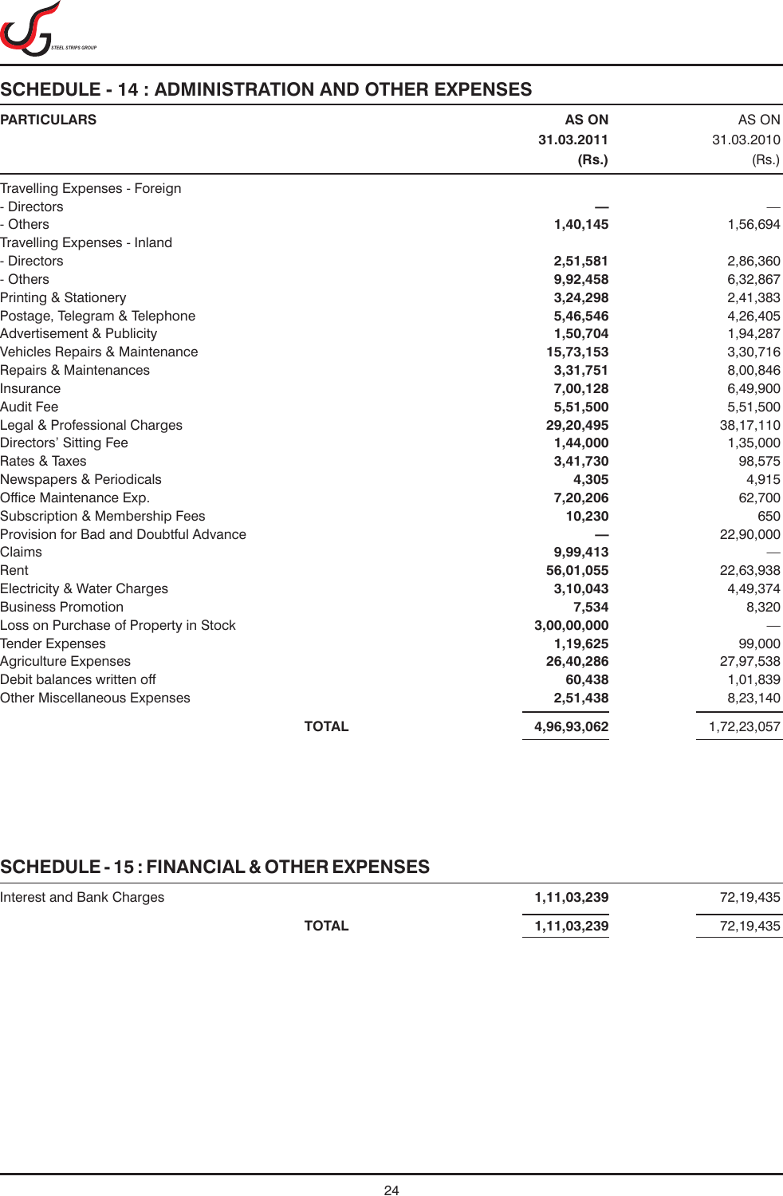## SCHEDULE - 14 : ADMINISTRATION AND OTHER EXPENSES

| PARTICULARS | AS ON 31.03.2011 (Rs.) | AS ON 31.03.2010 (Rs.) |
|---|---|---|
| Travelling Expenses - Foreign | | |
| - Directors | — | — |
| - Others | 1,40,145 | 1,56,694 |
| Travelling Expenses - Inland | | |
| - Directors | 2,51,581 | 2,86,360 |
| - Others | 9,92,458 | 6,32,867 |
| Printing & Stationery | 3,24,298 | 2,41,383 |
| Postage, Telegram & Telephone | 5,46,546 | 4,26,405 |
| Advertisement & Publicity | 1,50,704 | 1,94,287 |
| Vehicles Repairs & Maintenance | 15,73,153 | 3,30,716 |
| Repairs & Maintenances | 3,31,751 | 8,00,846 |
| Insurance | 7,00,128 | 6,49,900 |
| Audit Fee | 5,51,500 | 5,51,500 |
| Legal & Professional Charges | 29,20,495 | 38,17,110 |
| Directors' Sitting Fee | 1,44,000 | 1,35,000 |
| Rates & Taxes | 3,41,730 | 98,575 |
| Newspapers & Periodicals | 4,305 | 4,915 |
| Office Maintenance Exp. | 7,20,206 | 62,700 |
| Subscription & Membership Fees | 10,230 | 650 |
| Provision for Bad and Doubtful Advance | — | 22,90,000 |
| Claims | 9,99,413 | — |
| Rent | 56,01,055 | 22,63,938 |
| Electricity & Water Charges | 3,10,043 | 4,49,374 |
| Business Promotion | 7,534 | 8,320 |
| Loss on Purchase of Property in Stock | 3,00,00,000 | — |
| Tender Expenses | 1,19,625 | 99,000 |
| Agriculture Expenses | 26,40,286 | 27,97,538 |
| Debit balances written off | 60,438 | 1,01,839 |
| Other Miscellaneous Expenses | 2,51,438 | 8,23,140 |
| **TOTAL** | **4,96,93,062** | 1,72,23,057 |

## SCHEDULE - 15 : FINANCIAL & OTHER EXPENSES

| | | |
|---|---|---|
| Interest and Bank Charges | 1,11,03,239 | 72,19,435 |
| **TOTAL** | **1,11,03,239** | 72,19,435 |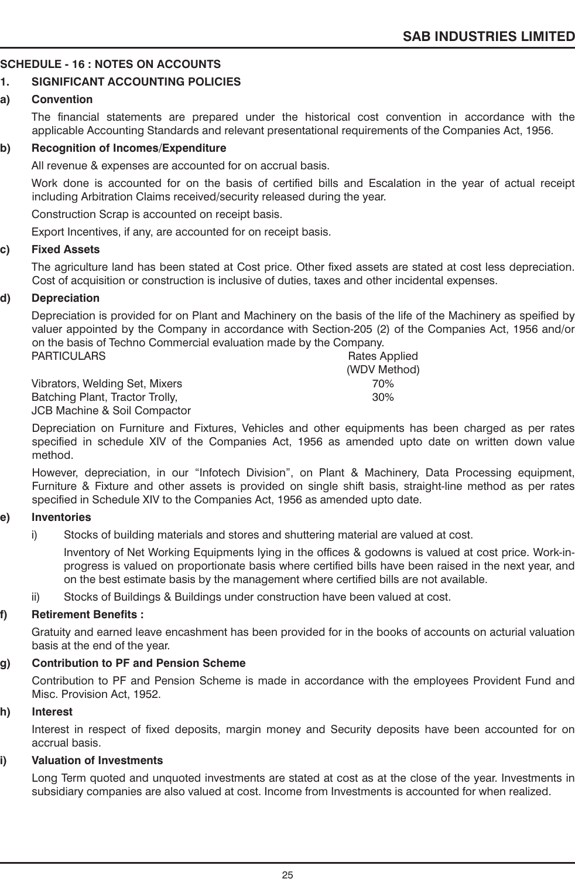## SCHEDULE - 16 : NOTES ON ACCOUNTS

### 1. SIGNIFICANT ACCOUNTING POLICIES

**a) Convention**

The financial statements are prepared under the historical cost convention in accordance with the applicable Accounting Standards and relevant presentational requirements of the Companies Act, 1956.

**b) Recognition of Incomes/Expenditure**

All revenue & expenses are accounted for on accrual basis.

Work done is accounted for on the basis of certified bills and Escalation in the year of actual receipt including Arbitration Claims received/security released during the year.

Construction Scrap is accounted on receipt basis.

Export Incentives, if any, are accounted for on receipt basis.

**c) Fixed Assets**

The agriculture land has been stated at Cost price. Other fixed assets are stated at cost less depreciation. Cost of acquisition or construction is inclusive of duties, taxes and other incidental expenses.

**d) Depreciation**

Depreciation is provided for on Plant and Machinery on the basis of the life of the Machinery as speified by valuer appointed by the Company in accordance with Section-205 (2) of the Companies Act, 1956 and/or on the basis of Techno Commercial evaluation made by the Company.

| PARTICULARS | Rates Applied (WDV Method) |
|---|---|
| Vibrators, Welding Set, Mixers | 70% |
| Batching Plant, Tractor Trolly, JCB Machine & Soil Compactor | 30% |

Depreciation on Furniture and Fixtures, Vehicles and other equipments has been charged as per rates specified in schedule XIV of the Companies Act, 1956 as amended upto date on written down value method.

However, depreciation, in our "Infotech Division", on Plant & Machinery, Data Processing equipment, Furniture & Fixture and other assets is provided on single shift basis, straight-line method as per rates specified in Schedule XIV to the Companies Act, 1956 as amended upto date.

**e) Inventories**

i) Stocks of building materials and stores and shuttering material are valued at cost.

Inventory of Net Working Equipments lying in the offices & godowns is valued at cost price. Work-in-progress is valued on proportionate basis where certified bills have been raised in the next year, and on the best estimate basis by the management where certified bills are not available.

ii) Stocks of Buildings & Buildings under construction have been valued at cost.

**f) Retirement Benefits :**

Gratuity and earned leave encashment has been provided for in the books of accounts on acturial valuation basis at the end of the year.

**g) Contribution to PF and Pension Scheme**

Contribution to PF and Pension Scheme is made in accordance with the employees Provident Fund and Misc. Provision Act, 1952.

**h) Interest**

Interest in respect of fixed deposits, margin money and Security deposits have been accounted for on accrual basis.

**i) Valuation of Investments**

Long Term quoted and unquoted investments are stated at cost as at the close of the year. Investments in subsidiary companies are also valued at cost. Income from Investments is accounted for when realized.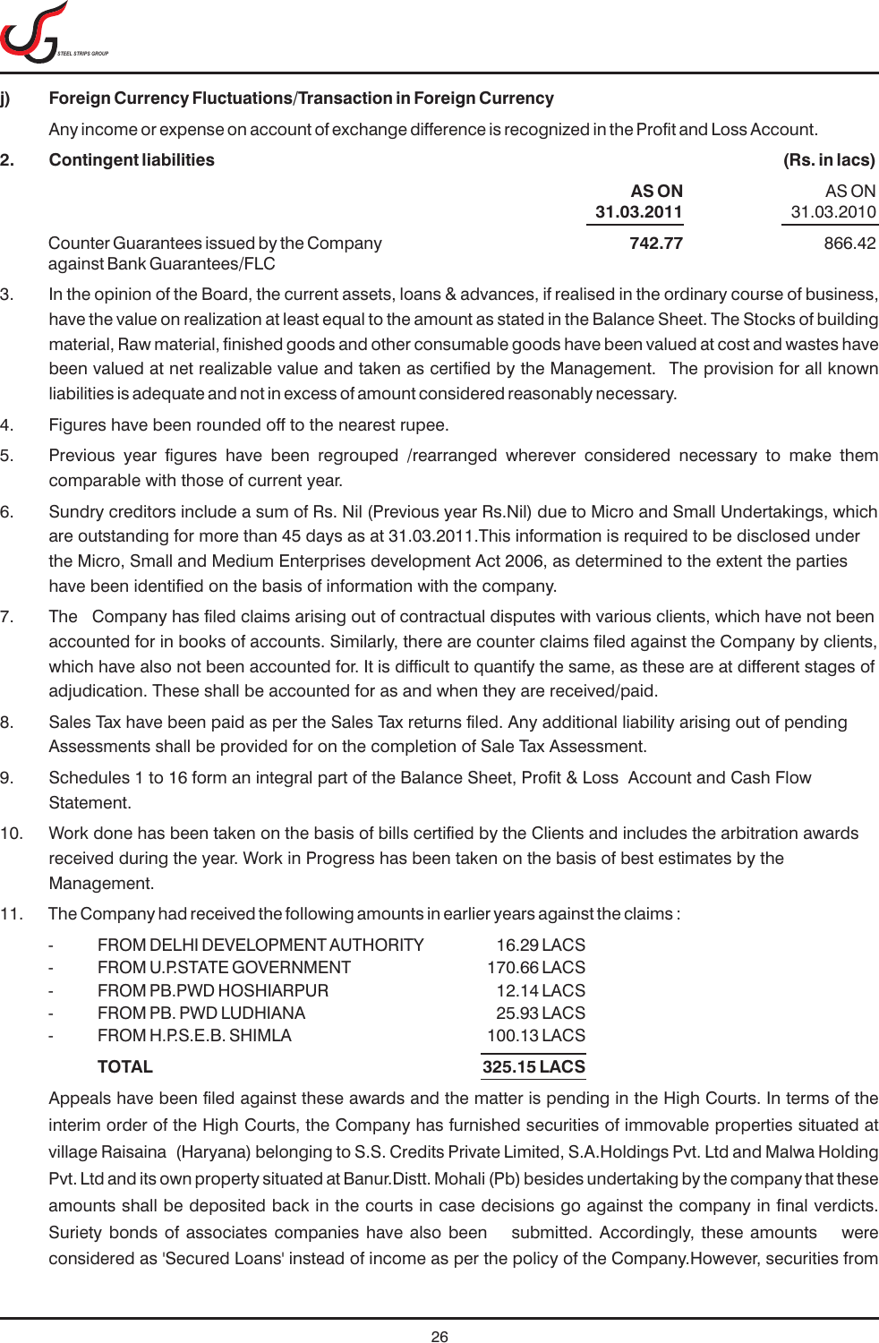**j) Foreign Currency Fluctuations/Transaction in Foreign Currency**

Any income or expense on account of exchange difference is recognized in the Profit and Loss Account.

**2. Contingent liabilities** **(Rs. in lacs)**

| | **AS ON 31.03.2011** | AS ON 31.03.2010 |
|---|---|---|
| Counter Guarantees issued by the Company against Bank Guarantees/FLC | **742.77** | 866.42 |

3. In the opinion of the Board, the current assets, loans & advances, if realised in the ordinary course of business, have the value on realization at least equal to the amount as stated in the Balance Sheet. The Stocks of building material, Raw material, finished goods and other consumable goods have been valued at cost and wastes have been valued at net realizable value and taken as certified by the Management. The provision for all known liabilities is adequate and not in excess of amount considered reasonably necessary.

4. Figures have been rounded off to the nearest rupee.

5. Previous year figures have been regrouped /rearranged wherever considered necessary to make them comparable with those of current year.

6. Sundry creditors include a sum of Rs. Nil (Previous year Rs.Nil) due to Micro and Small Undertakings, which are outstanding for more than 45 days as at 31.03.2011.This information is required to be disclosed under the Micro, Small and Medium Enterprises development Act 2006, as determined to the extent the parties have been identified on the basis of information with the company.

7. The Company has filed claims arising out of contractual disputes with various clients, which have not been accounted for in books of accounts. Similarly, there are counter claims filed against the Company by clients, which have also not been accounted for. It is difficult to quantify the same, as these are at different stages of adjudication. These shall be accounted for as and when they are received/paid.

8. Sales Tax have been paid as per the Sales Tax returns filed. Any additional liability arising out of pending Assessments shall be provided for on the completion of Sale Tax Assessment.

9. Schedules 1 to 16 form an integral part of the Balance Sheet, Profit & Loss Account and Cash Flow Statement.

10. Work done has been taken on the basis of bills certified by the Clients and includes the arbitration awards received during the year. Work in Progress has been taken on the basis of best estimates by the Management.

11. The Company had received the following amounts in earlier years against the claims :

| | |
|---|---|
| - FROM DELHI DEVELOPMENT AUTHORITY | 16.29 LACS |
| - FROM U.P.STATE GOVERNMENT | 170.66 LACS |
| - FROM PB.PWD HOSHIARPUR | 12.14 LACS |
| - FROM PB. PWD LUDHIANA | 25.93 LACS |
| - FROM H.P.S.E.B. SHIMLA | 100.13 LACS |
| **TOTAL** | **325.15 LACS** |

Appeals have been filed against these awards and the matter is pending in the High Courts. In terms of the interim order of the High Courts, the Company has furnished securities of immovable properties situated at village Raisaina (Haryana) belonging to S.S. Credits Private Limited, S.A.Holdings Pvt. Ltd and Malwa Holding Pvt. Ltd and its own property situated at Banur.Distt. Mohali (Pb) besides undertaking by the company that these amounts shall be deposited back in the courts in case decisions go against the company in final verdicts. Suriety bonds of associates companies have also been submitted. Accordingly, these amounts were considered as 'Secured Loans' instead of income as per the policy of the Company.However, securities from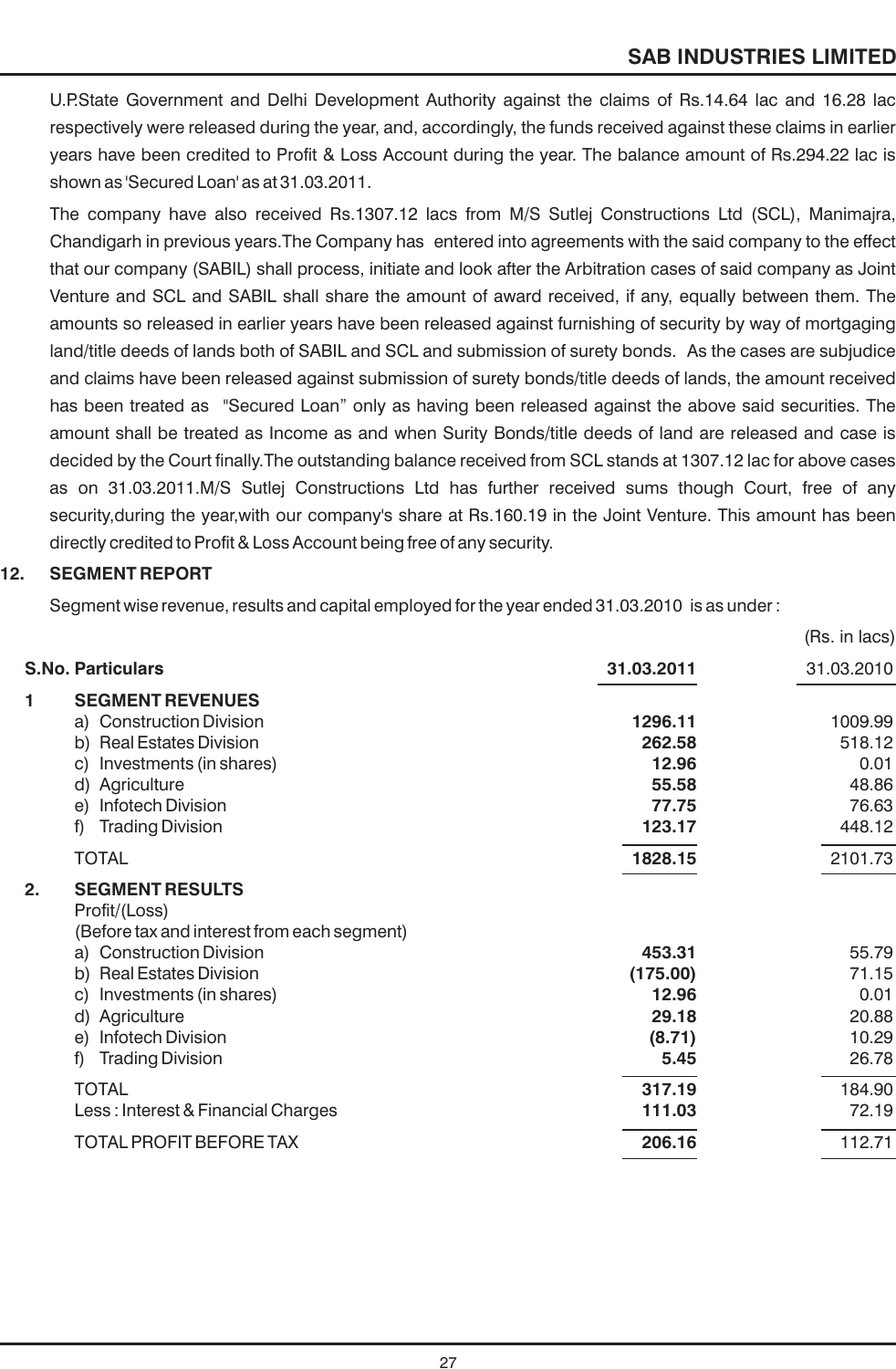U.P.State Government and Delhi Development Authority against the claims of Rs.14.64 lac and 16.28 lac respectively were released during the year, and, accordingly, the funds received against these claims in earlier years have been credited to Profit & Loss Account during the year. The balance amount of Rs.294.22 lac is shown as 'Secured Loan' as at 31.03.2011.

The company have also received Rs.1307.12 lacs from M/S Sutlej Constructions Ltd (SCL), Manimajra, Chandigarh in previous years.The Company has entered into agreements with the said company to the effect that our company (SABIL) shall process, initiate and look after the Arbitration cases of said company as Joint Venture and SCL and SABIL shall share the amount of award received, if any, equally between them. The amounts so released in earlier years have been released against furnishing of security by way of mortgaging land/title deeds of lands both of SABIL and SCL and submission of surety bonds. As the cases are subjudice and claims have been released against submission of surety bonds/title deeds of lands, the amount received has been treated as "Secured Loan" only as having been released against the above said securities. The amount shall be treated as Income as and when Surity Bonds/title deeds of land are released and case is decided by the Court finally.The outstanding balance received from SCL stands at 1307.12 lac for above cases as on 31.03.2011.M/S Sutlej Constructions Ltd has further received sums though Court, free of any security,during the year,with our company's share at Rs.160.19 in the Joint Venture. This amount has been directly credited to Profit & Loss Account being free of any security.

## 12. SEGMENT REPORT

Segment wise revenue, results and capital employed for the year ended 31.03.2010 is as under :

(Rs. in lacs)

| S.No. | Particulars | 31.03.2011 | 31.03.2010 |
|---|---|---|---|
| 1 | **SEGMENT REVENUES** | | |
| | a) Construction Division | **1296.11** | 1009.99 |
| | b) Real Estates Division | **262.58** | 518.12 |
| | c) Investments (in shares) | **12.96** | 0.01 |
| | d) Agriculture | **55.58** | 48.86 |
| | e) Infotech Division | **77.75** | 76.63 |
| | f) Trading Division | **123.17** | 448.12 |
| | TOTAL | **1828.15** | 2101.73 |
| 2. | **SEGMENT RESULTS** | | |
| | Profit/(Loss) | | |
| | (Before tax and interest from each segment) | | |
| | a) Construction Division | **453.31** | 55.79 |
| | b) Real Estates Division | **(175.00)** | 71.15 |
| | c) Investments (in shares) | **12.96** | 0.01 |
| | d) Agriculture | **29.18** | 20.88 |
| | e) Infotech Division | **(8.71)** | 10.29 |
| | f) Trading Division | **5.45** | 26.78 |
| | TOTAL | **317.19** | 184.90 |
| | Less : Interest & Financial Charges | **111.03** | 72.19 |
| | TOTAL PROFIT BEFORE TAX | **206.16** | 112.71 |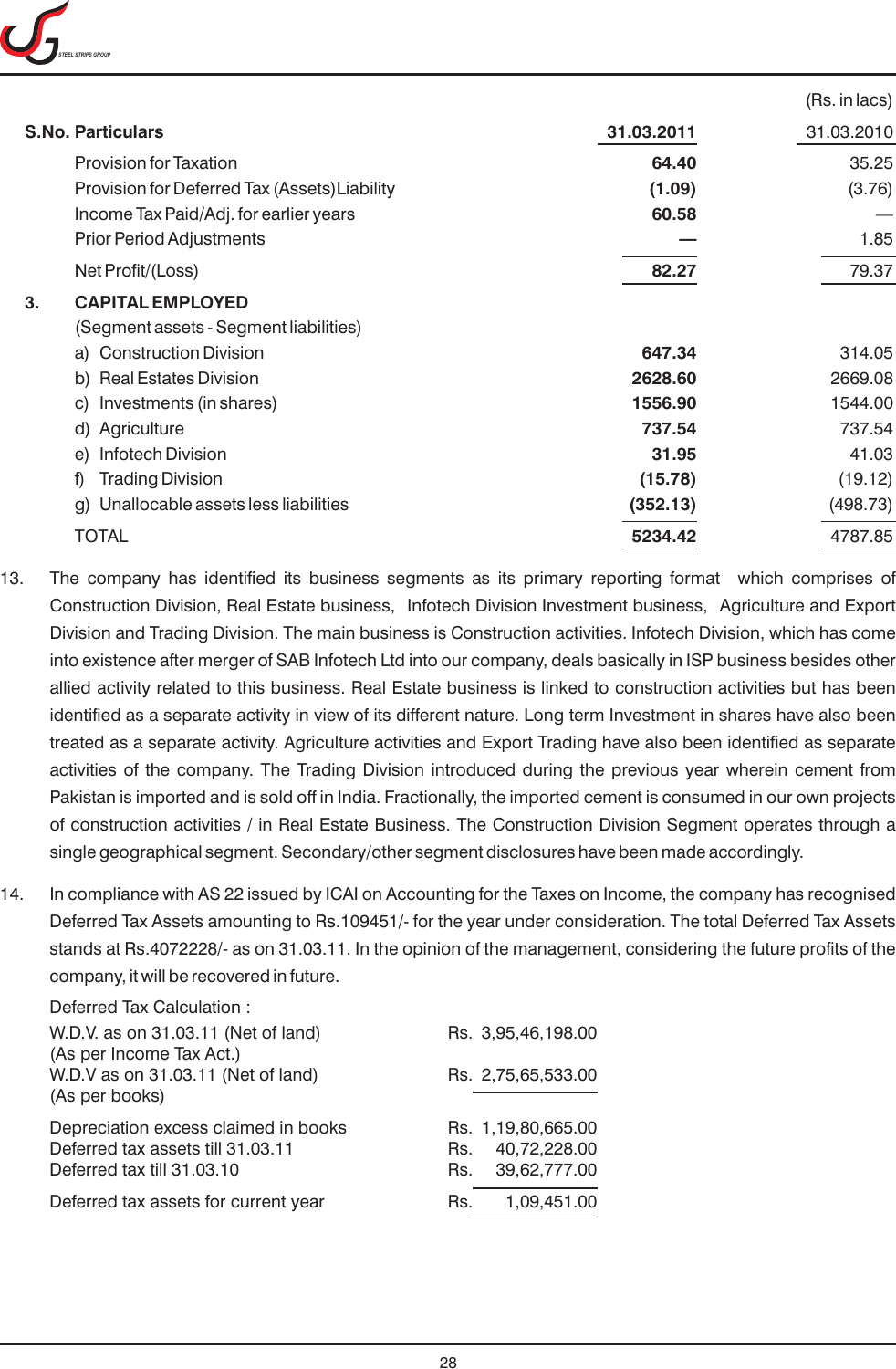(Rs. in lacs)

| S.No. | Particulars | 31.03.2011 | 31.03.2010 |
|---|---|---|---|
| | Provision for Taxation | **64.40** | 35.25 |
| | Provision for Deferred Tax (Assets) Liability | **(1.09)** | (3.76) |
| | Income Tax Paid/Adj. for earlier years | **60.58** | — |
| | Prior Period Adjustments | **—** | 1.85 |
| | Net Profit/(Loss) | **82.27** | 79.37 |
| **3.** | **CAPITAL EMPLOYED** | | |
| | (Segment assets - Segment liabilities) | | |
| | a) Construction Division | **647.34** | 314.05 |
| | b) Real Estates Division | **2628.60** | 2669.08 |
| | c) Investments (in shares) | **1556.90** | 1544.00 |
| | d) Agriculture | **737.54** | 737.54 |
| | e) Infotech Division | **31.95** | 41.03 |
| | f) Trading Division | **(15.78)** | (19.12) |
| | g) Unallocable assets less liabilities | **(352.13)** | (498.73) |
| | TOTAL | **5234.42** | 4787.85 |

13. The company has identified its business segments as its primary reporting format which comprises of Construction Division, Real Estate business, Infotech Division Investment business, Agriculture and Export Division and Trading Division. The main business is Construction activities. Infotech Division, which has come into existence after merger of SAB Infotech Ltd into our company, deals basically in ISP business besides other allied activity related to this business. Real Estate business is linked to construction activities but has been identified as a separate activity in view of its different nature. Long term Investment in shares have also been treated as a separate activity. Agriculture activities and Export Trading have also been identified as separate activities of the company. The Trading Division introduced during the previous year wherein cement from Pakistan is imported and is sold off in India. Fractionally, the imported cement is consumed in our own projects of construction activities / in Real Estate Business. The Construction Division Segment operates through a single geographical segment. Secondary/other segment disclosures have been made accordingly.

14. In compliance with AS 22 issued by ICAI on Accounting for the Taxes on Income, the company has recognised Deferred Tax Assets amounting to Rs.109451/- for the year under consideration. The total Deferred Tax Assets stands at Rs.4072228/- as on 31.03.11. In the opinion of the management, considering the future profits of the company, it will be recovered in future.

Deferred Tax Calculation :

| | |
|---|---|
| W.D.V. as on 31.03.11 (Net of land) (As per Income Tax Act.) | Rs. 3,95,46,198.00 |
| W.D.V as on 31.03.11 (Net of land) (As per books) | Rs. 2,75,65,533.00 |
| Depreciation excess claimed in books | Rs. 1,19,80,665.00 |
| Deferred tax assets till 31.03.11 | Rs. 40,72,228.00 |
| Deferred tax till 31.03.10 | Rs. 39,62,777.00 |
| Deferred tax assets for current year | Rs. 1,09,451.00 |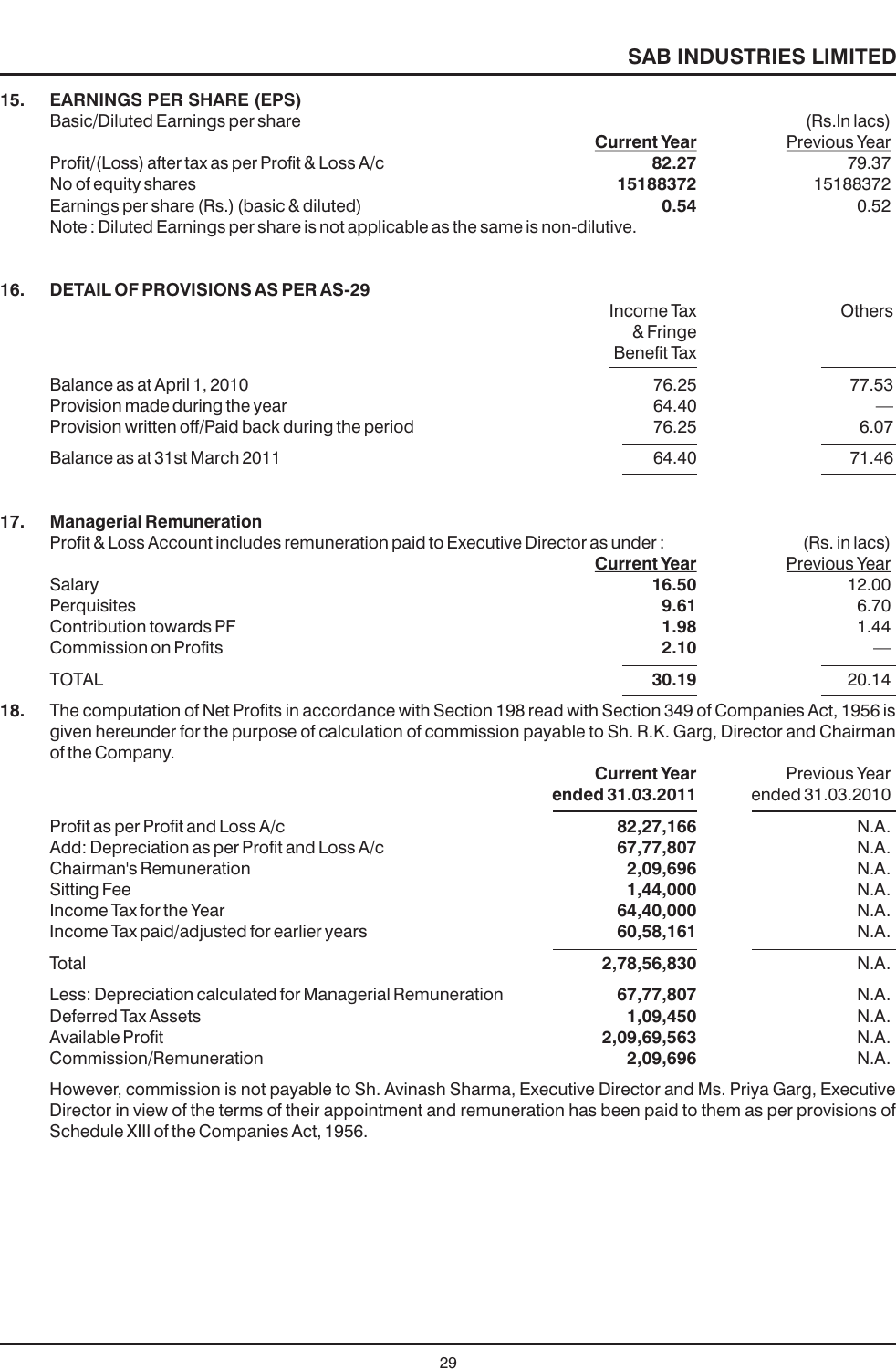## 15. EARNINGS PER SHARE (EPS)

Basic/Diluted Earnings per share

| | Current Year | Previous Year |
|---|---|---|
| | | (Rs.In lacs) |
| Profit/(Loss) after tax as per Profit & Loss A/c | **82.27** | 79.37 |
| No of equity shares | **15188372** | 15188372 |
| Earnings per share (Rs.) (basic & diluted) | **0.54** | 0.52 |

Note : Diluted Earnings per share is not applicable as the same is non-dilutive.

## 16. DETAIL OF PROVISIONS AS PER AS-29

| | Income Tax & Fringe Benefit Tax | Others |
|---|---|---|
| Balance as at April 1, 2010 | 76.25 | 77.53 |
| Provision made during the year | 64.40 | — |
| Provision written off/Paid back during the period | 76.25 | 6.07 |
| Balance as at 31st March 2011 | 64.40 | 71.46 |

## 17. Managerial Remuneration

Profit & Loss Account includes remuneration paid to Executive Director as under : (Rs. in lacs)

| | Current Year | Previous Year |
|---|---|---|
| Salary | **16.50** | 12.00 |
| Perquisites | **9.61** | 6.70 |
| Contribution towards PF | **1.98** | 1.44 |
| Commission on Profits | **2.10** | — |
| TOTAL | **30.19** | 20.14 |

**18.** The computation of Net Profits in accordance with Section 198 read with Section 349 of Companies Act, 1956 is given hereunder for the purpose of calculation of commission payable to Sh. R.K. Garg, Director and Chairman of the Company.

| | Current Year ended 31.03.2011 | Previous Year ended 31.03.2010 |
|---|---|---|
| Profit as per Profit and Loss A/c | **82,27,166** | N.A. |
| Add: Depreciation as per Profit and Loss A/c | **67,77,807** | N.A. |
| Chairman's Remuneration | **2,09,696** | N.A. |
| Sitting Fee | **1,44,000** | N.A. |
| Income Tax for the Year | **64,40,000** | N.A. |
| Income Tax paid/adjusted for earlier years | **60,58,161** | N.A. |
| Total | **2,78,56,830** | N.A. |
| Less: Depreciation calculated for Managerial Remuneration | **67,77,807** | N.A. |
| Deferred Tax Assets | **1,09,450** | N.A. |
| Available Profit | **2,09,69,563** | N.A. |
| Commission/Remuneration | **2,09,696** | N.A. |

However, commission is not payable to Sh. Avinash Sharma, Executive Director and Ms. Priya Garg, Executive Director in view of the terms of their appointment and remuneration has been paid to them as per provisions of Schedule XIII of the Companies Act, 1956.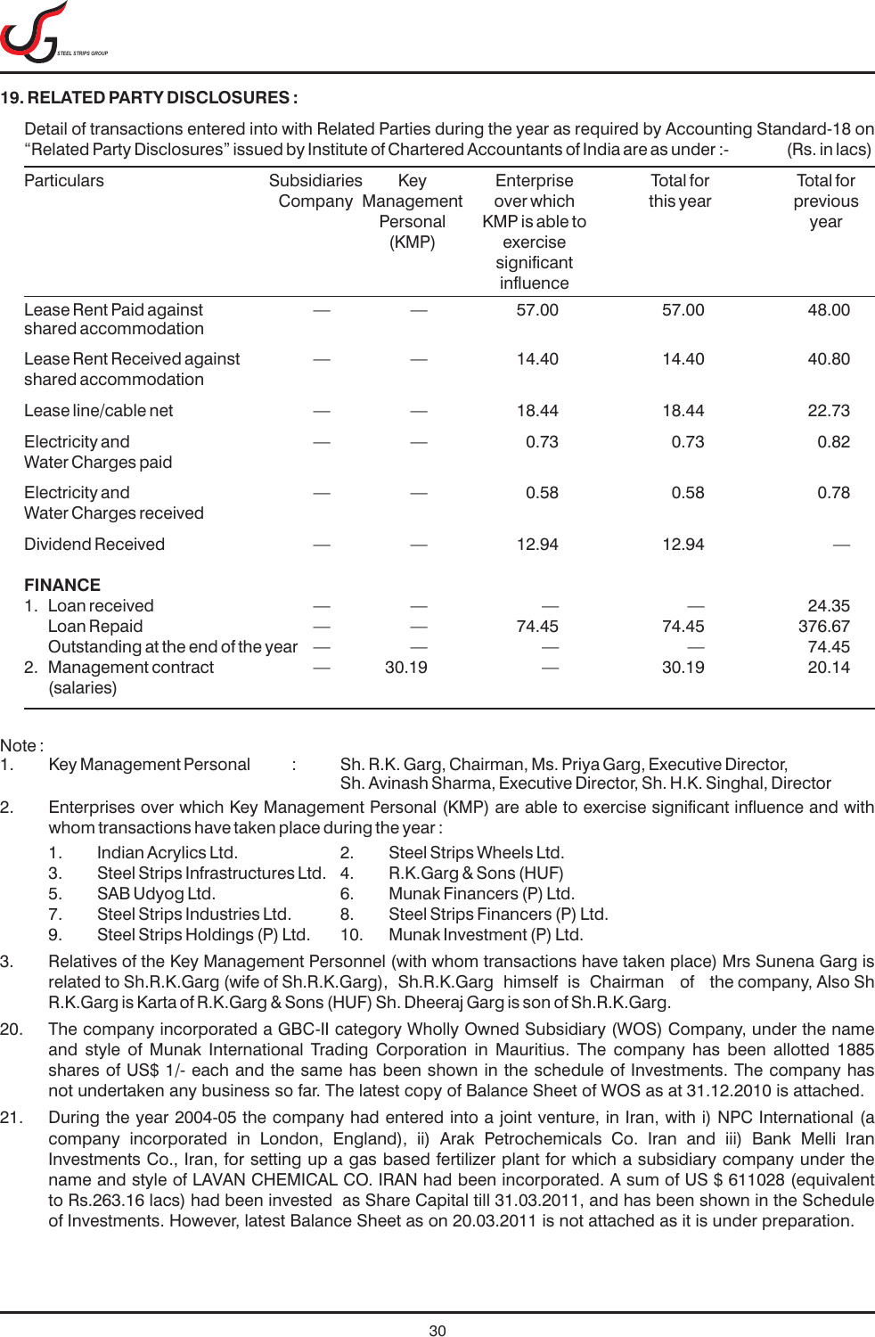## 19. RELATED PARTY DISCLOSURES :

Detail of transactions entered into with Related Parties during the year as required by Accounting Standard-18 on "Related Party Disclosures" issued by Institute of Chartered Accountants of India are as under :- (Rs. in lacs)

| Particulars | Subsidiaries Company | Key Management Personal (KMP) | Enterprise over which KMP is able to exercise significant influence | Total for this year | Total for previous year |
|---|---|---|---|---|---|
| Lease Rent Paid against shared accommodation | — | — | 57.00 | 57.00 | 48.00 |
| Lease Rent Received against shared accommodation | — | — | 14.40 | 14.40 | 40.80 |
| Lease line/cable net | — | — | 18.44 | 18.44 | 22.73 |
| Electricity and Water Charges paid | — | — | 0.73 | 0.73 | 0.82 |
| Electricity and Water Charges received | — | — | 0.58 | 0.58 | 0.78 |
| Dividend Received | — | — | 12.94 | 12.94 | — |
| **FINANCE** | | | | | |
| 1. Loan received | — | — | — | — | 24.35 |
| Loan Repaid | — | — | 74.45 | 74.45 | 376.67 |
| Outstanding at the end of the year | — | — | — | — | 74.45 |
| 2. Management contract (salaries) | — | 30.19 | — | 30.19 | 20.14 |

Note :

1. Key Management Personal : Sh. R.K. Garg, Chairman, Ms. Priya Garg, Executive Director, Sh. Avinash Sharma, Executive Director, Sh. H.K. Singhal, Director

2. Enterprises over which Key Management Personal (KMP) are able to exercise significant influence and with whom transactions have taken place during the year :

   1. Indian Acrylics Ltd.
   2. Steel Strips Wheels Ltd.
   3. Steel Strips Infrastructures Ltd.
   4. R.K.Garg & Sons (HUF)
   5. SAB Udyog Ltd.
   6. Munak Financers (P) Ltd.
   7. Steel Strips Industries Ltd.
   8. Steel Strips Financers (P) Ltd.
   9. Steel Strips Holdings (P) Ltd.
   10. Munak Investment (P) Ltd.

3. Relatives of the Key Management Personnel (with whom transactions have taken place) Mrs Sunena Garg is related to Sh.R.K.Garg (wife of Sh.R.K.Garg), Sh.R.K.Garg himself is Chairman of the company, Also Sh R.K.Garg is Karta of R.K.Garg & Sons (HUF) Sh. Dheeraj Garg is son of Sh.R.K.Garg.

20. The company incorporated a GBC-II category Wholly Owned Subsidiary (WOS) Company, under the name and style of Munak International Trading Corporation in Mauritius. The company has been allotted 1885 shares of US$ 1/- each and the same has been shown in the schedule of Investments. The company has not undertaken any business so far. The latest copy of Balance Sheet of WOS as at 31.12.2010 is attached.

21. During the year 2004-05 the company had entered into a joint venture, in Iran, with i) NPC International (a company incorporated in London, England), ii) Arak Petrochemicals Co. Iran and iii) Bank Melli Iran Investments Co., Iran, for setting up a gas based fertilizer plant for which a subsidiary company under the name and style of LAVAN CHEMICAL CO. IRAN had been incorporated. A sum of US $ 611028 (equivalent to Rs.263.16 lacs) had been invested as Share Capital till 31.03.2011, and has been shown in the Schedule of Investments. However, latest Balance Sheet as on 20.03.2011 is not attached as it is under preparation.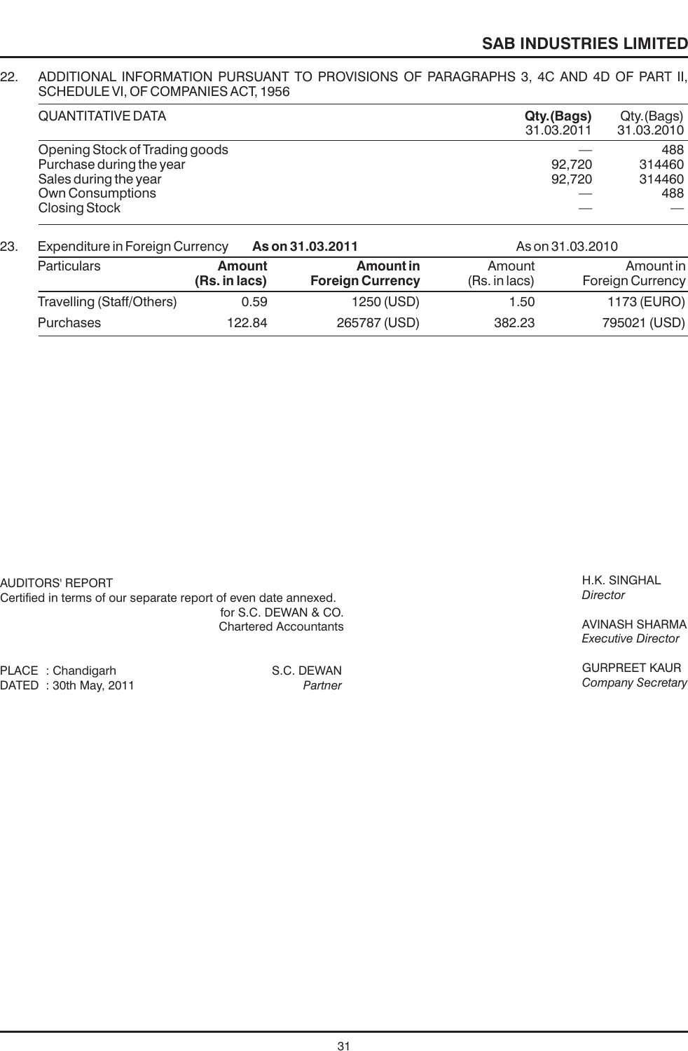22. ADDITIONAL INFORMATION PURSUANT TO PROVISIONS OF PARAGRAPHS 3, 4C AND 4D OF PART II, SCHEDULE VI, OF COMPANIES ACT, 1956

| QUANTITATIVE DATA | **Qty.(Bags)** 31.03.2011 | Qty.(Bags) 31.03.2010 |
|---|---|---|
| Opening Stock of Trading goods | — | 488 |
| Purchase during the year | 92,720 | 314460 |
| Sales during the year | 92,720 | 314460 |
| Own Consumptions | — | 488 |
| Closing Stock | — | — |

23. Expenditure in Foreign Currency

| | **As on 31.03.2011** | | As on 31.03.2010 | |
|---|---|---|---|---|
| Particulars | **Amount (Rs. in lacs)** | **Amount in Foreign Currency** | Amount (Rs. in lacs) | Amount in Foreign Currency |
| Travelling (Staff/Others) | 0.59 | 1250 (USD) | 1.50 | 1173 (EURO) |
| Purchases | 122.84 | 265787 (USD) | 382.23 | 795021 (USD) |

AUDITORS' REPORT
Certified in terms of our separate report of even date annexed.
for S.C. DEWAN & CO.
Chartered Accountants

PLACE : Chandigarh
DATED : 30th May, 2011

S.C. DEWAN
*Partner*

H.K. SINGHAL
*Director*

AVINASH SHARMA
*Executive Director*

GURPREET KAUR
*Company Secretary*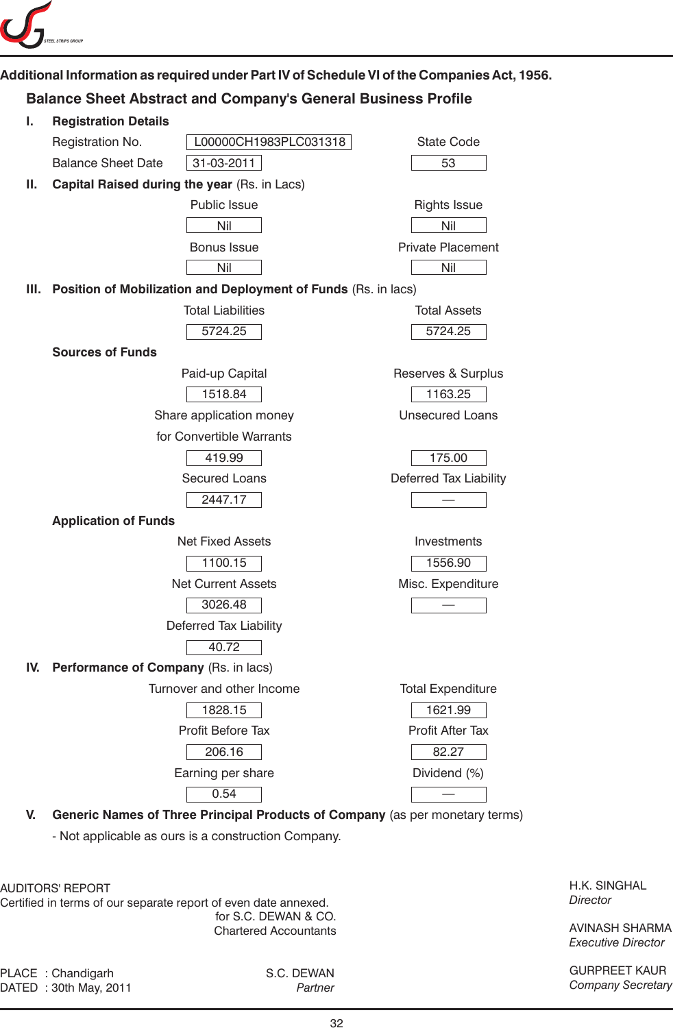**Additional Information as required under Part IV of Schedule VI of the Companies Act, 1956.**

## Balance Sheet Abstract and Company's General Business Profile

### I. Registration Details

| | | | |
|---|---|---|---|
| Registration No. | L00000CH1983PLC031318 | State Code | 53 |
| Balance Sheet Date | 31-03-2011 | | |

### II. Capital Raised during the year (Rs. in Lacs)

| Public Issue | Rights Issue |
|---|---|
| Nil | Nil |
| **Bonus Issue** | **Private Placement** |
| Nil | Nil |

### III. Position of Mobilization and Deployment of Funds (Rs. in lacs)

| Total Liabilities | Total Assets |
|---|---|
| 5724.25 | 5724.25 |

**Sources of Funds**

| Paid-up Capital | Reserves & Surplus |
|---|---|
| 1518.84 | 1163.25 |
| **Share application money for Convertible Warrants** | **Unsecured Loans** |
| 419.99 | 175.00 |
| **Secured Loans** | **Deferred Tax Liability** |
| 2447.17 | — |

**Application of Funds**

| Net Fixed Assets | Investments |
|---|---|
| 1100.15 | 1556.90 |
| **Net Current Assets** | **Misc. Expenditure** |
| 3026.48 | — |
| **Deferred Tax Liability** | |
| 40.72 | |

### IV. Performance of Company (Rs. in lacs)

| Turnover and other Income | Total Expenditure |
|---|---|
| 1828.15 | 1621.99 |
| **Profit Before Tax** | **Profit After Tax** |
| 206.16 | 82.27 |
| **Earning per share** | **Dividend (%)** |
| 0.54 | — |

### V. Generic Names of Three Principal Products of Company (as per monetary terms)

- Not applicable as ours is a construction Company.

AUDITORS' REPORT
Certified in terms of our separate report of even date annexed.

for S.C. DEWAN & CO.
Chartered Accountants

PLACE : Chandigarh
DATED : 30th May, 2011

S.C. DEWAN
*Partner*

H.K. SINGHAL
*Director*

AVINASH SHARMA
*Executive Director*

GURPREET KAUR
*Company Secretary*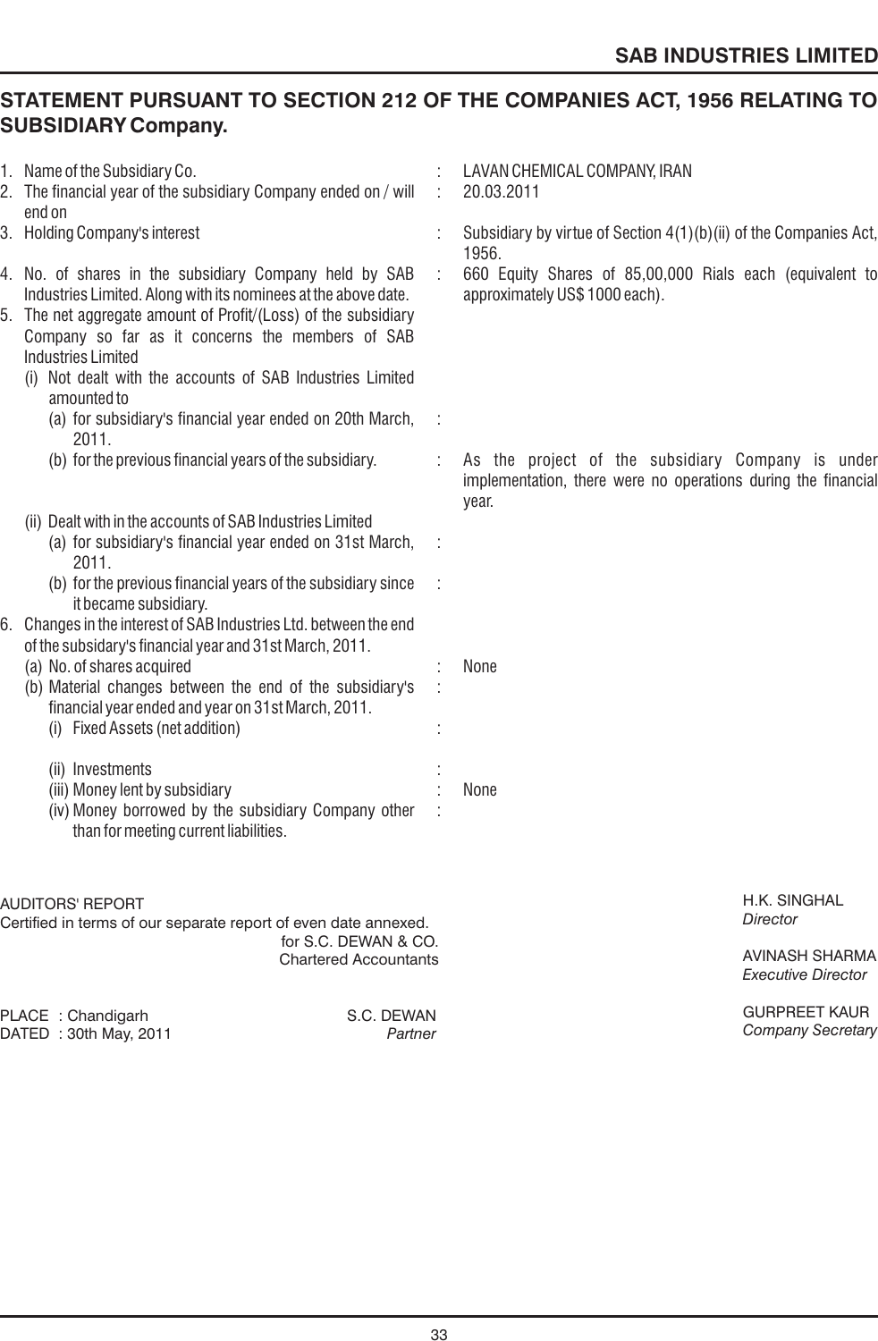## STATEMENT PURSUANT TO SECTION 212 OF THE COMPANIES ACT, 1956 RELATING TO SUBSIDIARY Company.

| | | | |
|---|---|---|---|
| 1. | Name of the Subsidiary Co. | : | LAVAN CHEMICAL COMPANY, IRAN |
| 2. | The financial year of the subsidiary Company ended on / will end on | : | 20.03.2011 |
| 3. | Holding Company's interest | : | Subsidiary by virtue of Section 4(1)(b)(ii) of the Companies Act, 1956. |
| 4. | No. of shares in the subsidiary Company held by SAB Industries Limited. Along with its nominees at the above date. | : | 660 Equity Shares of 85,00,000 Rials each (equivalent to approximately US$ 1000 each). |
| 5. | The net aggregate amount of Profit/(Loss) of the subsidiary Company so far as it concerns the members of SAB Industries Limited | | |
| | (i) Not dealt with the accounts of SAB Industries Limited amounted to | | |
| | (a) for subsidiary's financial year ended on 20th March, 2011. | : | |
| | (b) for the previous financial years of the subsidiary. | : | As the project of the subsidiary Company is under implementation, there were no operations during the financial year. |
| | (ii) Dealt with in the accounts of SAB Industries Limited | | |
| | (a) for subsidiary's financial year ended on 31st March, 2011. | : | |
| | (b) for the previous financial years of the subsidiary since it became subsidiary. | : | |
| 6. | Changes in the interest of SAB Industries Ltd. between the end of the subsidary's financial year and 31st March, 2011. | | |
| | (a) No. of shares acquired | : | None |
| | (b) Material changes between the end of the subsidiary's financial year ended and year on 31st March, 2011. | : | |
| | (i) Fixed Assets (net addition) | : | |
| | (ii) Investments | : | |
| | (iii) Money lent by subsidiary | : | None |
| | (iv) Money borrowed by the subsidiary Company other than for meeting current liabilities. | : | |

AUDITORS' REPORT
Certified in terms of our separate report of even date annexed.

for S.C. DEWAN & CO.
Chartered Accountants

PLACE : Chandigarh
DATED : 30th May, 2011

S.C. DEWAN
*Partner*

H.K. SINGHAL
*Director*

AVINASH SHARMA
*Executive Director*

GURPREET KAUR
*Company Secretary*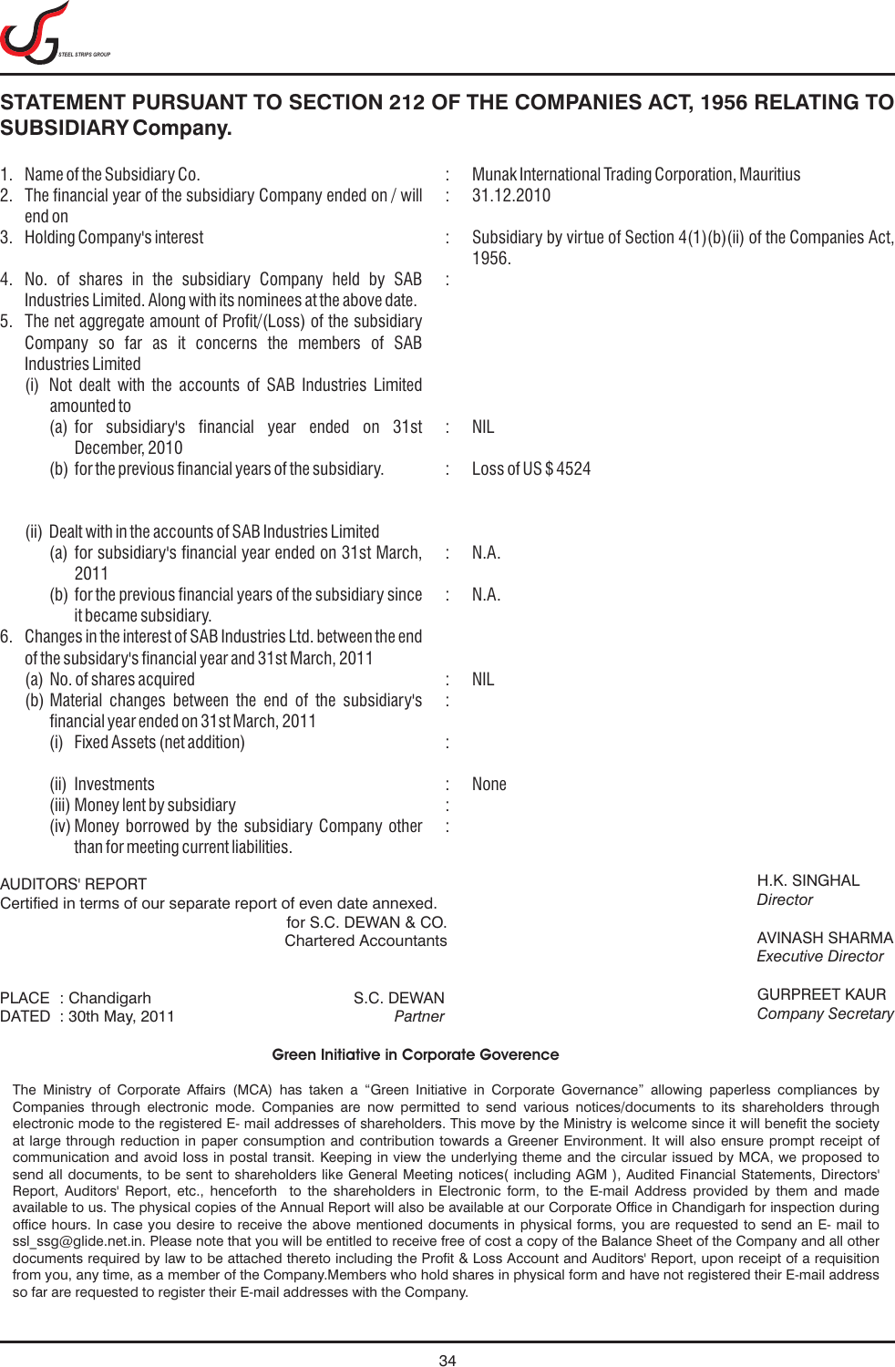# STATEMENT PURSUANT TO SECTION 212 OF THE COMPANIES ACT, 1956 RELATING TO SUBSIDIARY Company.

| | | |
|---|---|---|
| 1. Name of the Subsidiary Co. | : | Munak International Trading Corporation, Mauritius |
| 2. The financial year of the subsidiary Company ended on / will end on | : | 31.12.2010 |
| 3. Holding Company's interest | : | Subsidiary by virtue of Section 4(1)(b)(ii) of the Companies Act, 1956. |
| 4. No. of shares in the subsidiary Company held by SAB Industries Limited. Along with its nominees at the above date. | : | |
| 5. The net aggregate amount of Profit/(Loss) of the subsidiary Company so far as it concerns the members of SAB Industries Limited | | |
| (i) Not dealt with the accounts of SAB Industries Limited amounted to | | |
| (a) for subsidiary's financial year ended on 31st December, 2010 | : | NIL |
| (b) for the previous financial years of the subsidiary. | : | Loss of US $ 4524 |
| (ii) Dealt with in the accounts of SAB Industries Limited | | |
| (a) for subsidiary's financial year ended on 31st March, 2011 | : | N.A. |
| (b) for the previous financial years of the subsidiary since it became subsidiary. | : | N.A. |
| 6. Changes in the interest of SAB Industries Ltd. between the end of the subsidiary's financial year and 31st March, 2011 | | |
| (a) No. of shares acquired | : | NIL |
| (b) Material changes between the end of the subsidiary's financial year ended on 31st March, 2011 | : | |
| (i) Fixed Assets (net addition) | : | |
| (ii) Investments | : | None |
| (iii) Money lent by subsidiary | : | |
| (iv) Money borrowed by the subsidiary Company other than for meeting current liabilities. | : | |

AUDITORS' REPORT
Certified in terms of our separate report of even date annexed.

for S.C. DEWAN & CO.
Chartered Accountants

PLACE : Chandigarh
DATED : 30th May, 2011

S.C. DEWAN
*Partner*

H.K. SINGHAL
*Director*

AVINASH SHARMA
*Executive Director*

GURPREET KAUR
*Company Secretary*

**Green Initiative in Corporate Goverence**

The Ministry of Corporate Affairs (MCA) has taken a "Green Initiative in Corporate Governance" allowing paperless compliances by Companies through electronic mode. Companies are now permitted to send various notices/documents to its shareholders through electronic mode to the registered E- mail addresses of shareholders. This move by the Ministry is welcome since it will benefit the society at large through reduction in paper consumption and contribution towards a Greener Environment. It will also ensure prompt receipt of communication and avoid loss in postal transit. Keeping in view the underlying theme and the circular issued by MCA, we proposed to send all documents, to be sent to shareholders like General Meeting notices( including AGM ), Audited Financial Statements, Directors' Report, Auditors' Report, etc., henceforth to the shareholders in Electronic form, to the E-mail Address provided by them and made available to us. The physical copies of the Annual Report will also be available at our Corporate Office in Chandigarh for inspection during office hours. In case you desire to receive the above mentioned documents in physical forms, you are requested to send an E- mail to ssl_ssg@glide.net.in. Please note that you will be entitled to receive free of cost a copy of the Balance Sheet of the Company and all other documents required by law to be attached thereto including the Profit & Loss Account and Auditors' Report, upon receipt of a requisition from you, any time, as a member of the Company.Members who hold shares in physical form and have not registered their E-mail address so far are requested to register their E-mail addresses with the Company.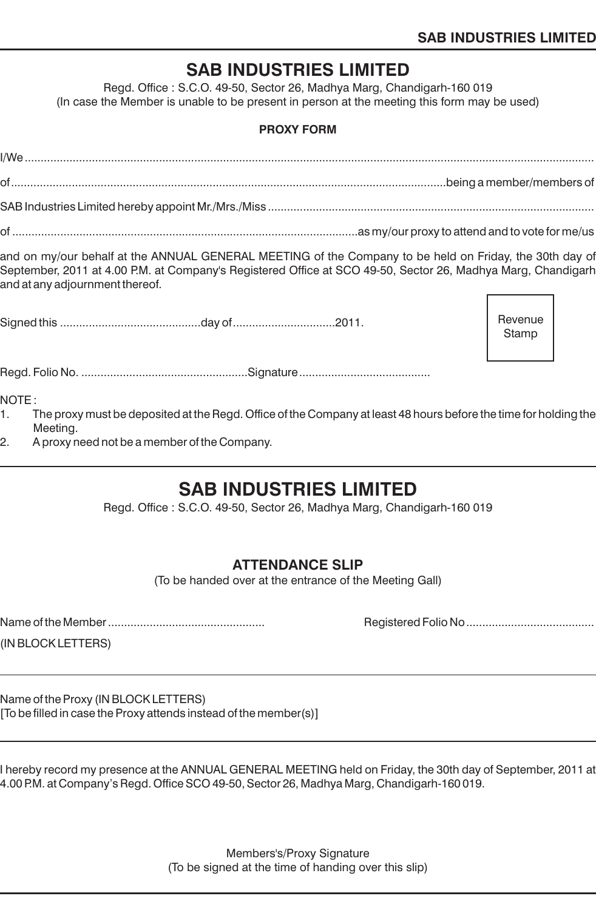# SAB INDUSTRIES LIMITED

Regd. Office : S.C.O. 49-50, Sector 26, Madhya Marg, Chandigarh-160 019

(In case the Member is unable to be present in person at the meeting this form may be used)

**PROXY FORM**

I/We ..........................................................................................................................................................................

of .......................................................................................................................................being a member/members of

SAB Industries Limited hereby appoint Mr./Mrs./Miss .....................................................................................................

of ..........................................................................................................as my/our proxy to attend and to vote for me/us

and on my/our behalf at the ANNUAL GENERAL MEETING of the Company to be held on Friday, the 30th day of September, 2011 at 4.00 P.M. at Company's Registered Office at SCO 49-50, Sector 26, Madhya Marg, Chandigarh and at any adjournment thereof.

Signed this ...........................................day of ...............................2011.

Revenue Stamp

Regd. Folio No. ...................................................Signature ........................................

NOTE :

1. The proxy must be deposited at the Regd. Office of the Company at least 48 hours before the time for holding the Meeting.
2. A proxy need not be a member of the Company.

---

# SAB INDUSTRIES LIMITED

Regd. Office : S.C.O. 49-50, Sector 26, Madhya Marg, Chandigarh-160 019

## ATTENDANCE SLIP

(To be handed over at the entrance of the Meeting Gall)

Name of the Member ................................................ Registered Folio No .......................................

(IN BLOCK LETTERS)

Name of the Proxy (IN BLOCK LETTERS)

[To be filled in case the Proxy attends instead of the member(s)]

I hereby record my presence at the ANNUAL GENERAL MEETING held on Friday, the 30th day of September, 2011 at 4.00 P.M. at Company's Regd. Office SCO 49-50, Sector 26, Madhya Marg, Chandigarh-160 019.

Members's/Proxy Signature

(To be signed at the time of handing over this slip)